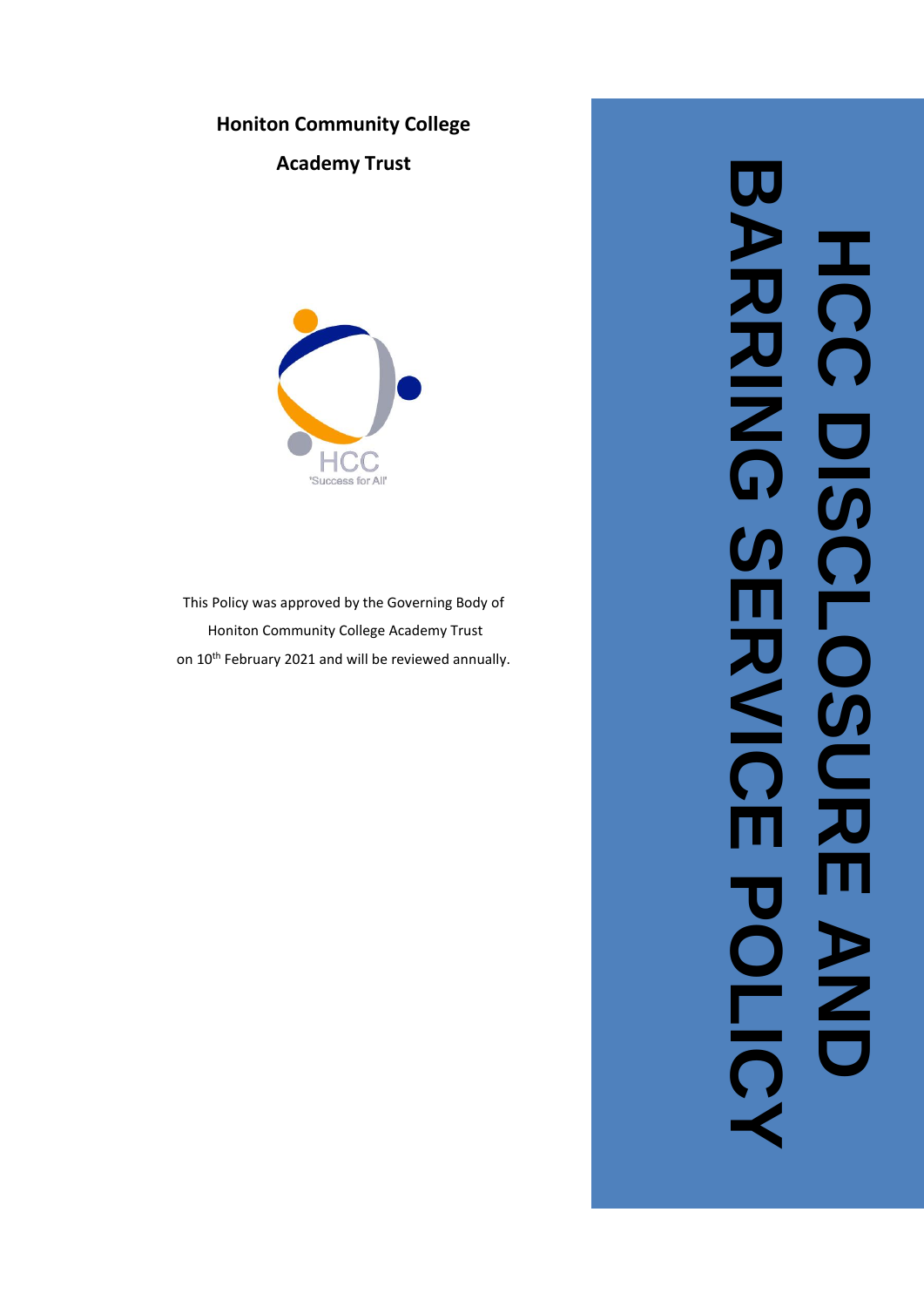**Honiton Community College**

**Academy Trust**

HCC
'Success for All'

This Policy was approved by the Governing Body of Honiton Community College Academy Trust on 10th February 2021 and will be reviewed annually.

# HCC DISCLOSURE AND BARRING SERVICE POLICY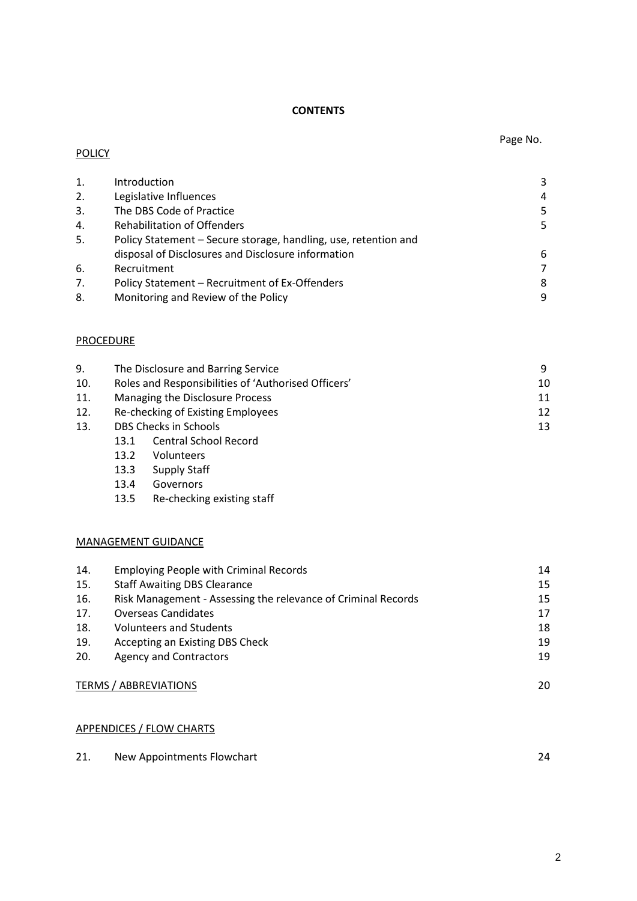**CONTENTS**

| | | Page No. |
|---|---|---|
| <u>POLICY</u> | | |
| 1. | Introduction | 3 |
| 2. | Legislative Influences | 4 |
| 3. | The DBS Code of Practice | 5 |
| 4. | Rehabilitation of Offenders | 5 |
| 5. | Policy Statement – Secure storage, handling, use, retention and disposal of Disclosures and Disclosure information | 6 |
| 6. | Recruitment | 7 |
| 7. | Policy Statement – Recruitment of Ex-Offenders | 8 |
| 8. | Monitoring and Review of the Policy | 9 |
| <u>PROCEDURE</u> | | |
| 9. | The Disclosure and Barring Service | 9 |
| 10. | Roles and Responsibilities of 'Authorised Officers' | 10 |
| 11. | Managing the Disclosure Process | 11 |
| 12. | Re-checking of Existing Employees | 12 |
| 13. | DBS Checks in Schools | 13 |
| | 13.1 Central School Record | |
| | 13.2 Volunteers | |
| | 13.3 Supply Staff | |
| | 13.4 Governors | |
| | 13.5 Re-checking existing staff | |
| <u>MANAGEMENT GUIDANCE</u> | | |
| 14. | Employing People with Criminal Records | 14 |
| 15. | Staff Awaiting DBS Clearance | 15 |
| 16. | Risk Management - Assessing the relevance of Criminal Records | 15 |
| 17. | Overseas Candidates | 17 |
| 18. | Volunteers and Students | 18 |
| 19. | Accepting an Existing DBS Check | 19 |
| 20. | Agency and Contractors | 19 |
| <u>TERMS / ABBREVIATIONS</u> | | 20 |
| <u>APPENDICES / FLOW CHARTS</u> | | |
| 21. | New Appointments Flowchart | 24 |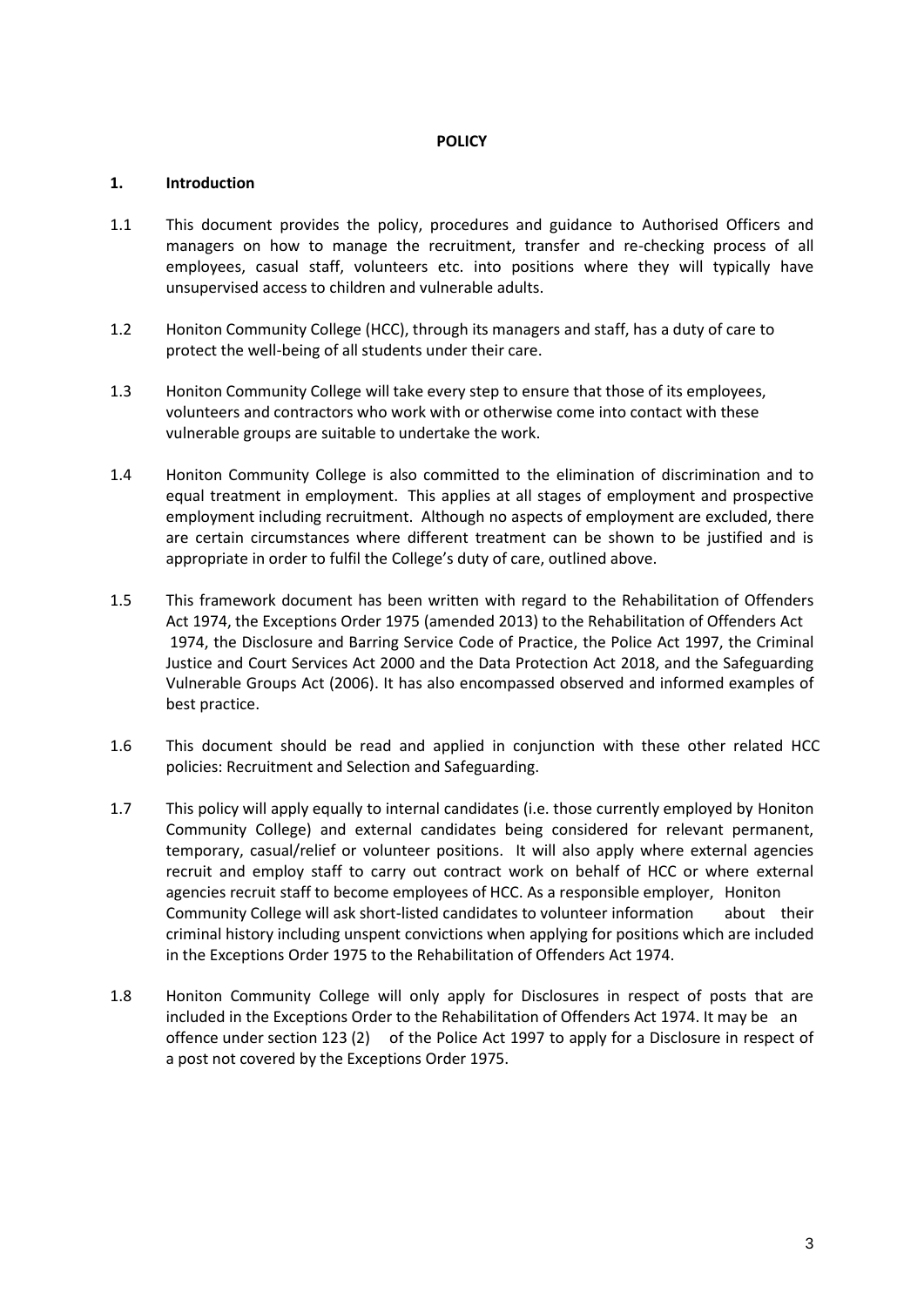**POLICY**

## 1. Introduction

1.1 This document provides the policy, procedures and guidance to Authorised Officers and managers on how to manage the recruitment, transfer and re-checking process of all employees, casual staff, volunteers etc. into positions where they will typically have unsupervised access to children and vulnerable adults.

1.2 Honiton Community College (HCC), through its managers and staff, has a duty of care to protect the well-being of all students under their care.

1.3 Honiton Community College will take every step to ensure that those of its employees, volunteers and contractors who work with or otherwise come into contact with these vulnerable groups are suitable to undertake the work.

1.4 Honiton Community College is also committed to the elimination of discrimination and to equal treatment in employment. This applies at all stages of employment and prospective employment including recruitment. Although no aspects of employment are excluded, there are certain circumstances where different treatment can be shown to be justified and is appropriate in order to fulfil the College's duty of care, outlined above.

1.5 This framework document has been written with regard to the Rehabilitation of Offenders Act 1974, the Exceptions Order 1975 (amended 2013) to the Rehabilitation of Offenders Act 1974, the Disclosure and Barring Service Code of Practice, the Police Act 1997, the Criminal Justice and Court Services Act 2000 and the Data Protection Act 2018, and the Safeguarding Vulnerable Groups Act (2006). It has also encompassed observed and informed examples of best practice.

1.6 This document should be read and applied in conjunction with these other related HCC policies: Recruitment and Selection and Safeguarding.

1.7 This policy will apply equally to internal candidates (i.e. those currently employed by Honiton Community College) and external candidates being considered for relevant permanent, temporary, casual/relief or volunteer positions. It will also apply where external agencies recruit and employ staff to carry out contract work on behalf of HCC or where external agencies recruit staff to become employees of HCC. As a responsible employer, Honiton Community College will ask short-listed candidates to volunteer information about their criminal history including unspent convictions when applying for positions which are included in the Exceptions Order 1975 to the Rehabilitation of Offenders Act 1974.

1.8 Honiton Community College will only apply for Disclosures in respect of posts that are included in the Exceptions Order to the Rehabilitation of Offenders Act 1974. It may be an offence under section 123 (2) of the Police Act 1997 to apply for a Disclosure in respect of a post not covered by the Exceptions Order 1975.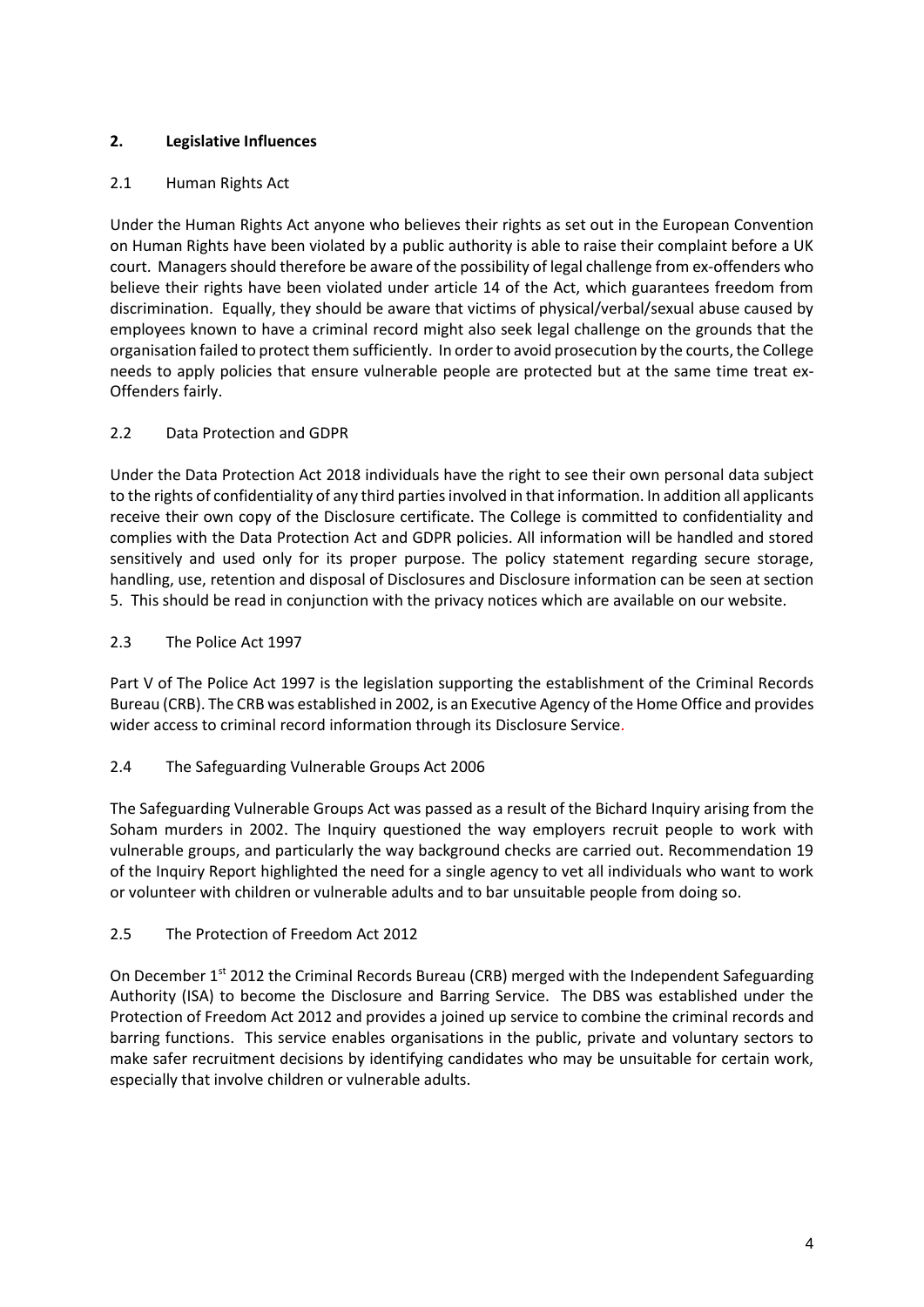## 2. Legislative Influences

### 2.1 Human Rights Act

Under the Human Rights Act anyone who believes their rights as set out in the European Convention on Human Rights have been violated by a public authority is able to raise their complaint before a UK court. Managers should therefore be aware of the possibility of legal challenge from ex-offenders who believe their rights have been violated under article 14 of the Act, which guarantees freedom from discrimination. Equally, they should be aware that victims of physical/verbal/sexual abuse caused by employees known to have a criminal record might also seek legal challenge on the grounds that the organisation failed to protect them sufficiently. In order to avoid prosecution by the courts, the College needs to apply policies that ensure vulnerable people are protected but at the same time treat ex-Offenders fairly.

### 2.2 Data Protection and GDPR

Under the Data Protection Act 2018 individuals have the right to see their own personal data subject to the rights of confidentiality of any third parties involved in that information. In addition all applicants receive their own copy of the Disclosure certificate. The College is committed to confidentiality and complies with the Data Protection Act and GDPR policies. All information will be handled and stored sensitively and used only for its proper purpose. The policy statement regarding secure storage, handling, use, retention and disposal of Disclosures and Disclosure information can be seen at section 5. This should be read in conjunction with the privacy notices which are available on our website.

### 2.3 The Police Act 1997

Part V of The Police Act 1997 is the legislation supporting the establishment of the Criminal Records Bureau (CRB). The CRB was established in 2002, is an Executive Agency of the Home Office and provides wider access to criminal record information through its Disclosure Service.

### 2.4 The Safeguarding Vulnerable Groups Act 2006

The Safeguarding Vulnerable Groups Act was passed as a result of the Bichard Inquiry arising from the Soham murders in 2002. The Inquiry questioned the way employers recruit people to work with vulnerable groups, and particularly the way background checks are carried out. Recommendation 19 of the Inquiry Report highlighted the need for a single agency to vet all individuals who want to work or volunteer with children or vulnerable adults and to bar unsuitable people from doing so.

### 2.5 The Protection of Freedom Act 2012

On December 1st 2012 the Criminal Records Bureau (CRB) merged with the Independent Safeguarding Authority (ISA) to become the Disclosure and Barring Service. The DBS was established under the Protection of Freedom Act 2012 and provides a joined up service to combine the criminal records and barring functions. This service enables organisations in the public, private and voluntary sectors to make safer recruitment decisions by identifying candidates who may be unsuitable for certain work, especially that involve children or vulnerable adults.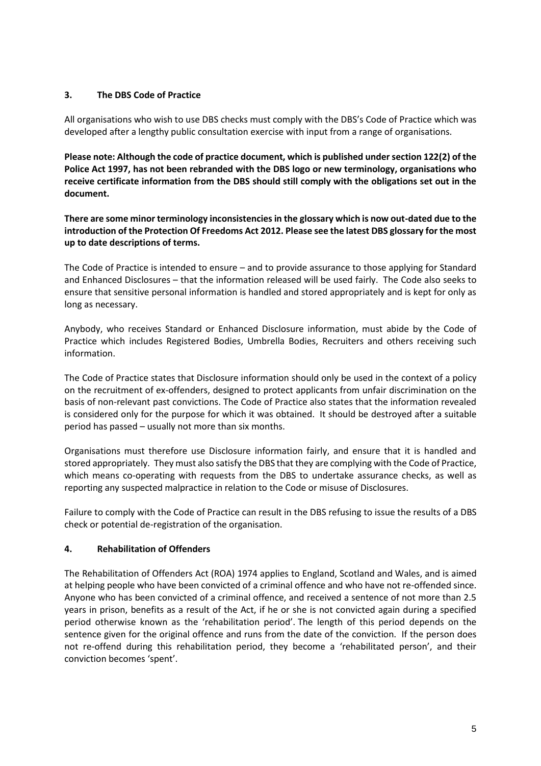## 3. The DBS Code of Practice

All organisations who wish to use DBS checks must comply with the DBS's Code of Practice which was developed after a lengthy public consultation exercise with input from a range of organisations.

**Please note: Although the code of practice document, which is published under section 122(2) of the Police Act 1997, has not been rebranded with the DBS logo or new terminology, organisations who receive certificate information from the DBS should still comply with the obligations set out in the document.**

**There are some minor terminology inconsistencies in the glossary which is now out-dated due to the introduction of the Protection Of Freedoms Act 2012. Please see the latest DBS glossary for the most up to date descriptions of terms.**

The Code of Practice is intended to ensure – and to provide assurance to those applying for Standard and Enhanced Disclosures – that the information released will be used fairly. The Code also seeks to ensure that sensitive personal information is handled and stored appropriately and is kept for only as long as necessary.

Anybody, who receives Standard or Enhanced Disclosure information, must abide by the Code of Practice which includes Registered Bodies, Umbrella Bodies, Recruiters and others receiving such information.

The Code of Practice states that Disclosure information should only be used in the context of a policy on the recruitment of ex-offenders, designed to protect applicants from unfair discrimination on the basis of non-relevant past convictions. The Code of Practice also states that the information revealed is considered only for the purpose for which it was obtained. It should be destroyed after a suitable period has passed – usually not more than six months.

Organisations must therefore use Disclosure information fairly, and ensure that it is handled and stored appropriately. They must also satisfy the DBS that they are complying with the Code of Practice, which means co-operating with requests from the DBS to undertake assurance checks, as well as reporting any suspected malpractice in relation to the Code or misuse of Disclosures.

Failure to comply with the Code of Practice can result in the DBS refusing to issue the results of a DBS check or potential de-registration of the organisation.

## 4. Rehabilitation of Offenders

The Rehabilitation of Offenders Act (ROA) 1974 applies to England, Scotland and Wales, and is aimed at helping people who have been convicted of a criminal offence and who have not re-offended since. Anyone who has been convicted of a criminal offence, and received a sentence of not more than 2.5 years in prison, benefits as a result of the Act, if he or she is not convicted again during a specified period otherwise known as the 'rehabilitation period'. The length of this period depends on the sentence given for the original offence and runs from the date of the conviction. If the person does not re-offend during this rehabilitation period, they become a 'rehabilitated person', and their conviction becomes 'spent'.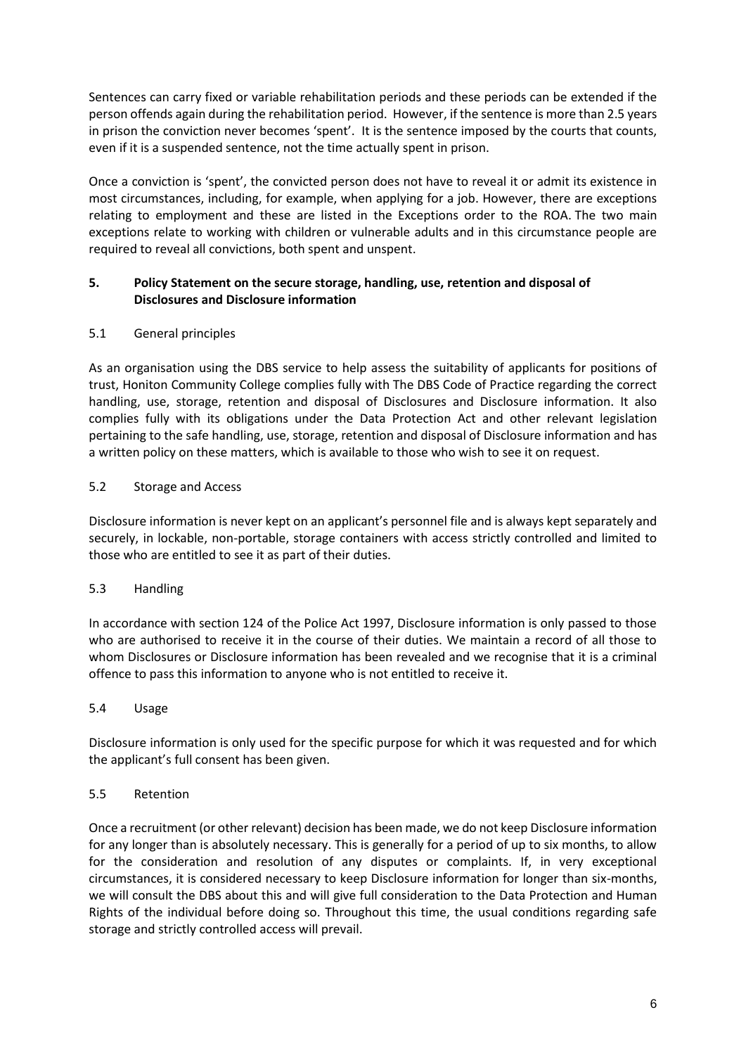Sentences can carry fixed or variable rehabilitation periods and these periods can be extended if the person offends again during the rehabilitation period. However, if the sentence is more than 2.5 years in prison the conviction never becomes 'spent'. It is the sentence imposed by the courts that counts, even if it is a suspended sentence, not the time actually spent in prison.

Once a conviction is 'spent', the convicted person does not have to reveal it or admit its existence in most circumstances, including, for example, when applying for a job. However, there are exceptions relating to employment and these are listed in the Exceptions order to the ROA. The two main exceptions relate to working with children or vulnerable adults and in this circumstance people are required to reveal all convictions, both spent and unspent.

## 5. Policy Statement on the secure storage, handling, use, retention and disposal of Disclosures and Disclosure information

### 5.1 General principles

As an organisation using the DBS service to help assess the suitability of applicants for positions of trust, Honiton Community College complies fully with The DBS Code of Practice regarding the correct handling, use, storage, retention and disposal of Disclosures and Disclosure information. It also complies fully with its obligations under the Data Protection Act and other relevant legislation pertaining to the safe handling, use, storage, retention and disposal of Disclosure information and has a written policy on these matters, which is available to those who wish to see it on request.

### 5.2 Storage and Access

Disclosure information is never kept on an applicant's personnel file and is always kept separately and securely, in lockable, non-portable, storage containers with access strictly controlled and limited to those who are entitled to see it as part of their duties.

### 5.3 Handling

In accordance with section 124 of the Police Act 1997, Disclosure information is only passed to those who are authorised to receive it in the course of their duties. We maintain a record of all those to whom Disclosures or Disclosure information has been revealed and we recognise that it is a criminal offence to pass this information to anyone who is not entitled to receive it.

### 5.4 Usage

Disclosure information is only used for the specific purpose for which it was requested and for which the applicant's full consent has been given.

### 5.5 Retention

Once a recruitment (or other relevant) decision has been made, we do not keep Disclosure information for any longer than is absolutely necessary. This is generally for a period of up to six months, to allow for the consideration and resolution of any disputes or complaints. If, in very exceptional circumstances, it is considered necessary to keep Disclosure information for longer than six-months, we will consult the DBS about this and will give full consideration to the Data Protection and Human Rights of the individual before doing so. Throughout this time, the usual conditions regarding safe storage and strictly controlled access will prevail.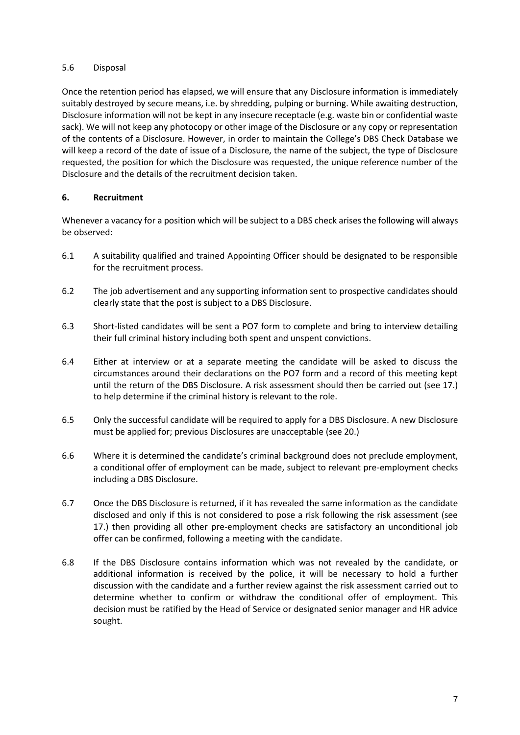### 5.6 Disposal

Once the retention period has elapsed, we will ensure that any Disclosure information is immediately suitably destroyed by secure means, i.e. by shredding, pulping or burning. While awaiting destruction, Disclosure information will not be kept in any insecure receptacle (e.g. waste bin or confidential waste sack). We will not keep any photocopy or other image of the Disclosure or any copy or representation of the contents of a Disclosure. However, in order to maintain the College's DBS Check Database we will keep a record of the date of issue of a Disclosure, the name of the subject, the type of Disclosure requested, the position for which the Disclosure was requested, the unique reference number of the Disclosure and the details of the recruitment decision taken.

## 6. Recruitment

Whenever a vacancy for a position which will be subject to a DBS check arises the following will always be observed:

6.1 A suitability qualified and trained Appointing Officer should be designated to be responsible for the recruitment process.

6.2 The job advertisement and any supporting information sent to prospective candidates should clearly state that the post is subject to a DBS Disclosure.

6.3 Short-listed candidates will be sent a PO7 form to complete and bring to interview detailing their full criminal history including both spent and unspent convictions.

6.4 Either at interview or at a separate meeting the candidate will be asked to discuss the circumstances around their declarations on the PO7 form and a record of this meeting kept until the return of the DBS Disclosure. A risk assessment should then be carried out (see 17.) to help determine if the criminal history is relevant to the role.

6.5 Only the successful candidate will be required to apply for a DBS Disclosure. A new Disclosure must be applied for; previous Disclosures are unacceptable (see 20.)

6.6 Where it is determined the candidate's criminal background does not preclude employment, a conditional offer of employment can be made, subject to relevant pre-employment checks including a DBS Disclosure.

6.7 Once the DBS Disclosure is returned, if it has revealed the same information as the candidate disclosed and only if this is not considered to pose a risk following the risk assessment (see 17.) then providing all other pre-employment checks are satisfactory an unconditional job offer can be confirmed, following a meeting with the candidate.

6.8 If the DBS Disclosure contains information which was not revealed by the candidate, or additional information is received by the police, it will be necessary to hold a further discussion with the candidate and a further review against the risk assessment carried out to determine whether to confirm or withdraw the conditional offer of employment. This decision must be ratified by the Head of Service or designated senior manager and HR advice sought.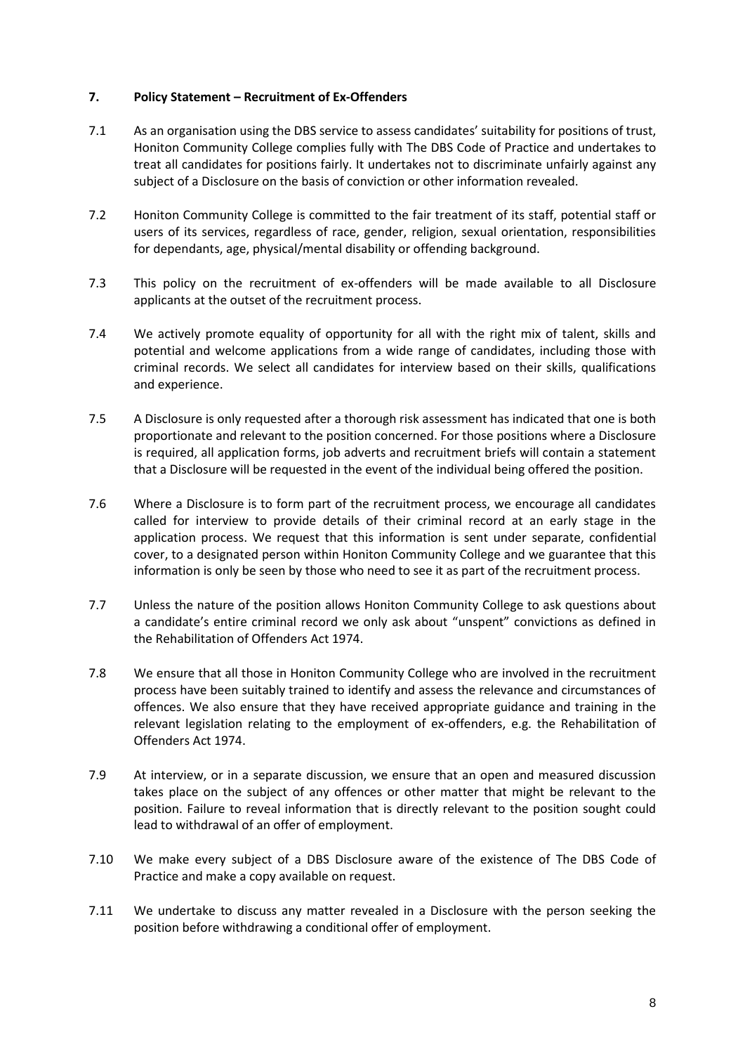## 7. Policy Statement – Recruitment of Ex-Offenders

7.1 As an organisation using the DBS service to assess candidates' suitability for positions of trust, Honiton Community College complies fully with The DBS Code of Practice and undertakes to treat all candidates for positions fairly. It undertakes not to discriminate unfairly against any subject of a Disclosure on the basis of conviction or other information revealed.

7.2 Honiton Community College is committed to the fair treatment of its staff, potential staff or users of its services, regardless of race, gender, religion, sexual orientation, responsibilities for dependants, age, physical/mental disability or offending background.

7.3 This policy on the recruitment of ex-offenders will be made available to all Disclosure applicants at the outset of the recruitment process.

7.4 We actively promote equality of opportunity for all with the right mix of talent, skills and potential and welcome applications from a wide range of candidates, including those with criminal records. We select all candidates for interview based on their skills, qualifications and experience.

7.5 A Disclosure is only requested after a thorough risk assessment has indicated that one is both proportionate and relevant to the position concerned. For those positions where a Disclosure is required, all application forms, job adverts and recruitment briefs will contain a statement that a Disclosure will be requested in the event of the individual being offered the position.

7.6 Where a Disclosure is to form part of the recruitment process, we encourage all candidates called for interview to provide details of their criminal record at an early stage in the application process. We request that this information is sent under separate, confidential cover, to a designated person within Honiton Community College and we guarantee that this information is only be seen by those who need to see it as part of the recruitment process.

7.7 Unless the nature of the position allows Honiton Community College to ask questions about a candidate's entire criminal record we only ask about "unspent" convictions as defined in the Rehabilitation of Offenders Act 1974.

7.8 We ensure that all those in Honiton Community College who are involved in the recruitment process have been suitably trained to identify and assess the relevance and circumstances of offences. We also ensure that they have received appropriate guidance and training in the relevant legislation relating to the employment of ex-offenders, e.g. the Rehabilitation of Offenders Act 1974.

7.9 At interview, or in a separate discussion, we ensure that an open and measured discussion takes place on the subject of any offences or other matter that might be relevant to the position. Failure to reveal information that is directly relevant to the position sought could lead to withdrawal of an offer of employment.

7.10 We make every subject of a DBS Disclosure aware of the existence of The DBS Code of Practice and make a copy available on request.

7.11 We undertake to discuss any matter revealed in a Disclosure with the person seeking the position before withdrawing a conditional offer of employment.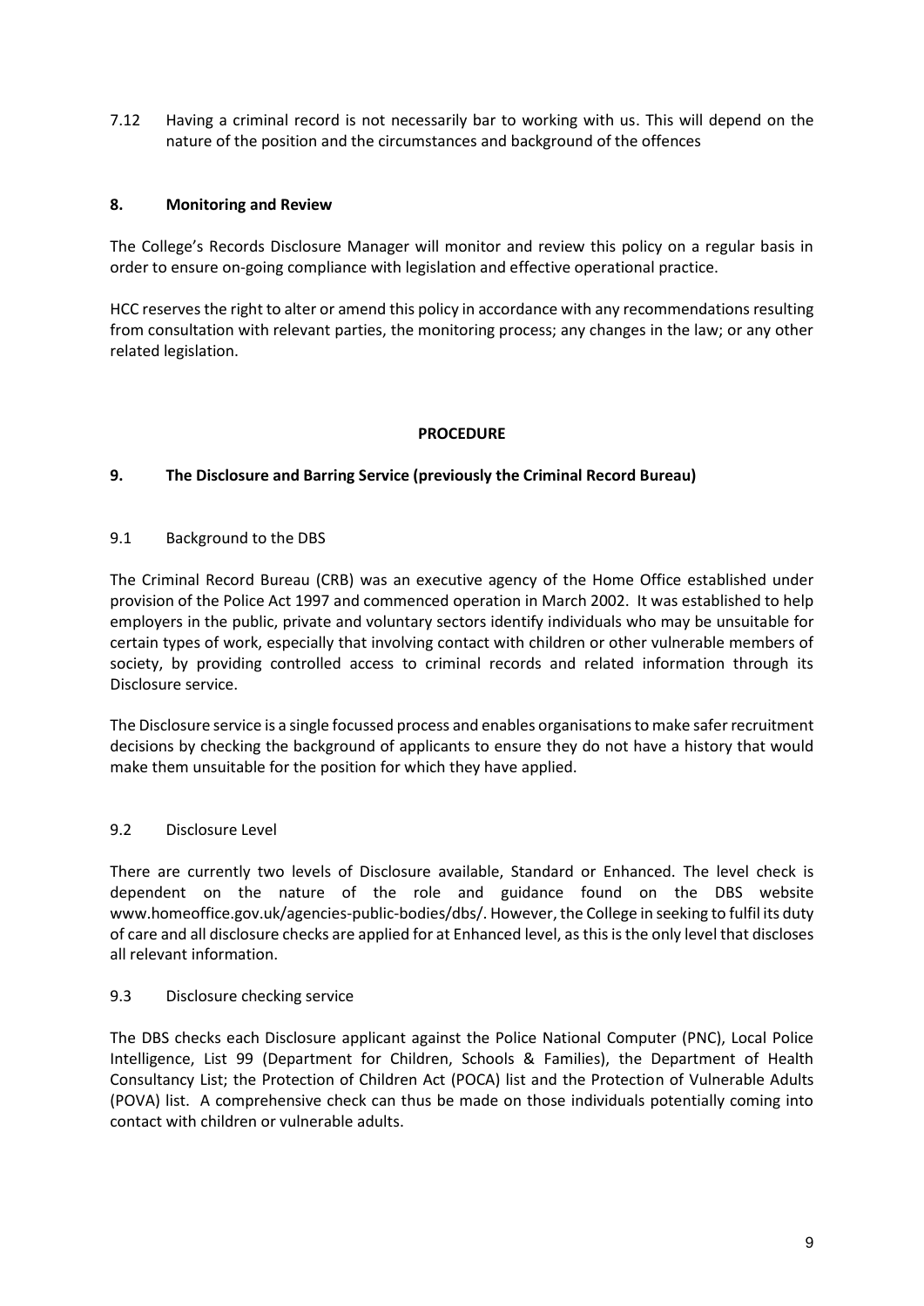7.12 Having a criminal record is not necessarily bar to working with us. This will depend on the nature of the position and the circumstances and background of the offences

## 8. Monitoring and Review

The College's Records Disclosure Manager will monitor and review this policy on a regular basis in order to ensure on-going compliance with legislation and effective operational practice.

HCC reserves the right to alter or amend this policy in accordance with any recommendations resulting from consultation with relevant parties, the monitoring process; any changes in the law; or any other related legislation.

# PROCEDURE

## 9. The Disclosure and Barring Service (previously the Criminal Record Bureau)

### 9.1 Background to the DBS

The Criminal Record Bureau (CRB) was an executive agency of the Home Office established under provision of the Police Act 1997 and commenced operation in March 2002. It was established to help employers in the public, private and voluntary sectors identify individuals who may be unsuitable for certain types of work, especially that involving contact with children or other vulnerable members of society, by providing controlled access to criminal records and related information through its Disclosure service.

The Disclosure service is a single focussed process and enables organisations to make safer recruitment decisions by checking the background of applicants to ensure they do not have a history that would make them unsuitable for the position for which they have applied.

### 9.2 Disclosure Level

There are currently two levels of Disclosure available, Standard or Enhanced. The level check is dependent on the nature of the role and guidance found on the DBS website www.homeoffice.gov.uk/agencies-public-bodies/dbs/. However, the College in seeking to fulfil its duty of care and all disclosure checks are applied for at Enhanced level, as this is the only level that discloses all relevant information.

### 9.3 Disclosure checking service

The DBS checks each Disclosure applicant against the Police National Computer (PNC), Local Police Intelligence, List 99 (Department for Children, Schools & Families), the Department of Health Consultancy List; the Protection of Children Act (POCA) list and the Protection of Vulnerable Adults (POVA) list. A comprehensive check can thus be made on those individuals potentially coming into contact with children or vulnerable adults.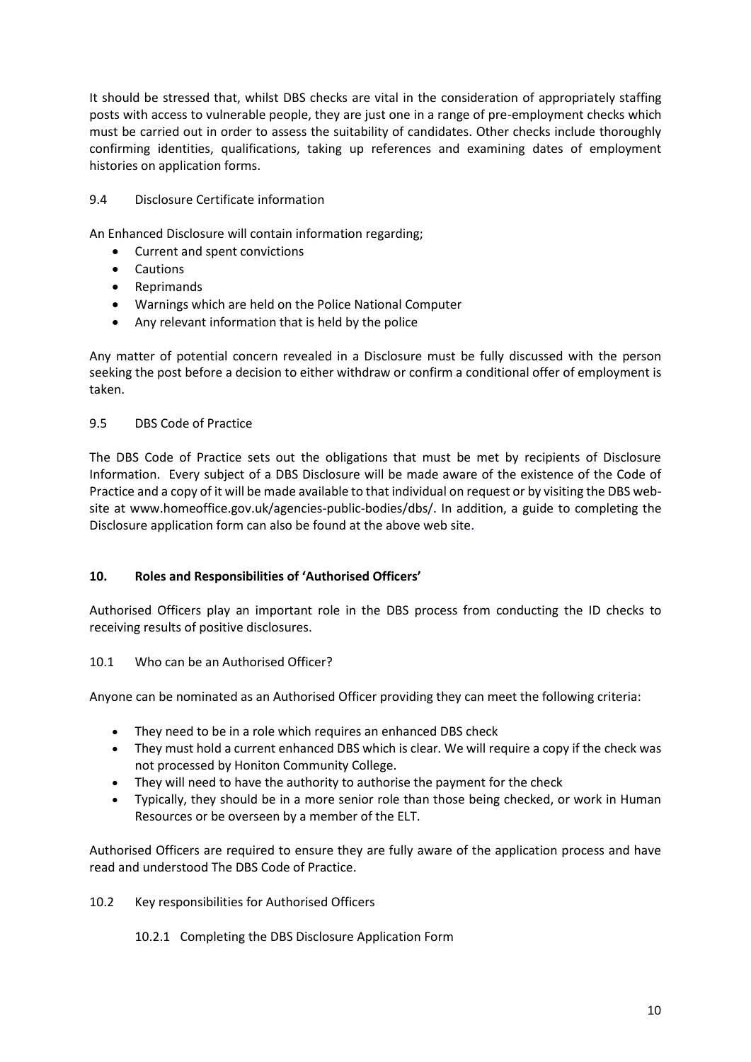It should be stressed that, whilst DBS checks are vital in the consideration of appropriately staffing posts with access to vulnerable people, they are just one in a range of pre-employment checks which must be carried out in order to assess the suitability of candidates. Other checks include thoroughly confirming identities, qualifications, taking up references and examining dates of employment histories on application forms.

### 9.4 Disclosure Certificate information

An Enhanced Disclosure will contain information regarding;

- Current and spent convictions
- Cautions
- Reprimands
- Warnings which are held on the Police National Computer
- Any relevant information that is held by the police

Any matter of potential concern revealed in a Disclosure must be fully discussed with the person seeking the post before a decision to either withdraw or confirm a conditional offer of employment is taken.

### 9.5 DBS Code of Practice

The DBS Code of Practice sets out the obligations that must be met by recipients of Disclosure Information. Every subject of a DBS Disclosure will be made aware of the existence of the Code of Practice and a copy of it will be made available to that individual on request or by visiting the DBS web-site at www.homeoffice.gov.uk/agencies-public-bodies/dbs/. In addition, a guide to completing the Disclosure application form can also be found at the above web site.

## 10. Roles and Responsibilities of 'Authorised Officers'

Authorised Officers play an important role in the DBS process from conducting the ID checks to receiving results of positive disclosures.

### 10.1 Who can be an Authorised Officer?

Anyone can be nominated as an Authorised Officer providing they can meet the following criteria:

- They need to be in a role which requires an enhanced DBS check
- They must hold a current enhanced DBS which is clear. We will require a copy if the check was not processed by Honiton Community College.
- They will need to have the authority to authorise the payment for the check
- Typically, they should be in a more senior role than those being checked, or work in Human Resources or be overseen by a member of the ELT.

Authorised Officers are required to ensure they are fully aware of the application process and have read and understood The DBS Code of Practice.

### 10.2 Key responsibilities for Authorised Officers

#### 10.2.1 Completing the DBS Disclosure Application Form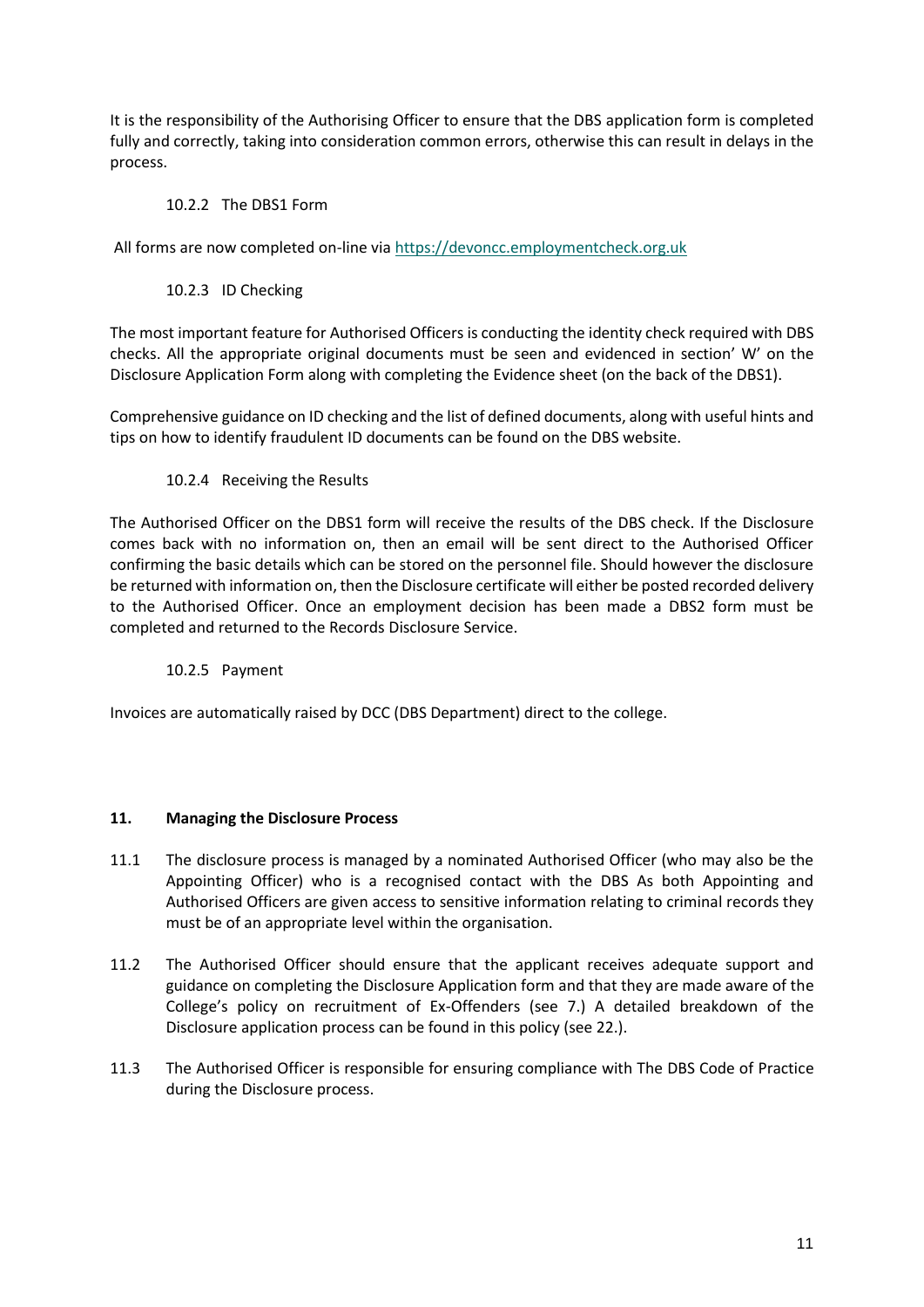It is the responsibility of the Authorising Officer to ensure that the DBS application form is completed fully and correctly, taking into consideration common errors, otherwise this can result in delays in the process.

#### 10.2.2 The DBS1 Form

All forms are now completed on-line via [https://devoncc.employmentcheck.org.uk](https://devoncc.employmentcheck.org.uk)

#### 10.2.3 ID Checking

The most important feature for Authorised Officers is conducting the identity check required with DBS checks. All the appropriate original documents must be seen and evidenced in section' W' on the Disclosure Application Form along with completing the Evidence sheet (on the back of the DBS1).

Comprehensive guidance on ID checking and the list of defined documents, along with useful hints and tips on how to identify fraudulent ID documents can be found on the DBS website.

#### 10.2.4 Receiving the Results

The Authorised Officer on the DBS1 form will receive the results of the DBS check. If the Disclosure comes back with no information on, then an email will be sent direct to the Authorised Officer confirming the basic details which can be stored on the personnel file. Should however the disclosure be returned with information on, then the Disclosure certificate will either be posted recorded delivery to the Authorised Officer. Once an employment decision has been made a DBS2 form must be completed and returned to the Records Disclosure Service.

#### 10.2.5 Payment

Invoices are automatically raised by DCC (DBS Department) direct to the college.

## 11. Managing the Disclosure Process

11.1 The disclosure process is managed by a nominated Authorised Officer (who may also be the Appointing Officer) who is a recognised contact with the DBS As both Appointing and Authorised Officers are given access to sensitive information relating to criminal records they must be of an appropriate level within the organisation.

11.2 The Authorised Officer should ensure that the applicant receives adequate support and guidance on completing the Disclosure Application form and that they are made aware of the College's policy on recruitment of Ex-Offenders (see 7.) A detailed breakdown of the Disclosure application process can be found in this policy (see 22.).

11.3 The Authorised Officer is responsible for ensuring compliance with The DBS Code of Practice during the Disclosure process.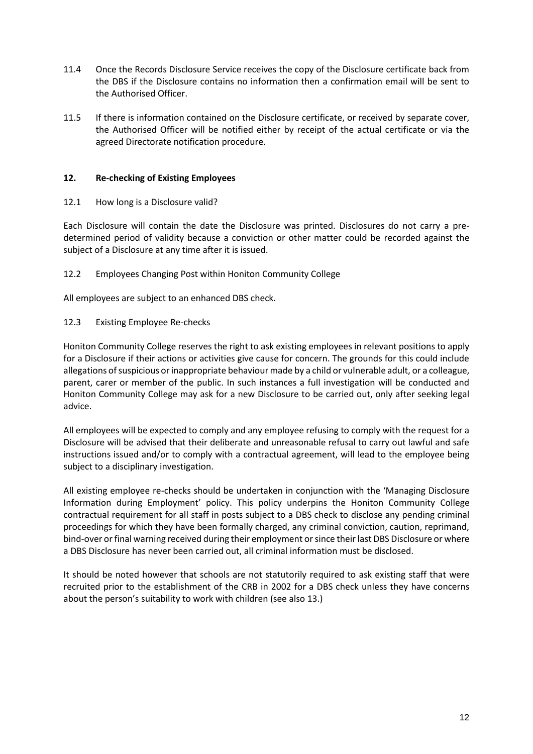11.4 Once the Records Disclosure Service receives the copy of the Disclosure certificate back from the DBS if the Disclosure contains no information then a confirmation email will be sent to the Authorised Officer.

11.5 If there is information contained on the Disclosure certificate, or received by separate cover, the Authorised Officer will be notified either by receipt of the actual certificate or via the agreed Directorate notification procedure.

## 12. Re-checking of Existing Employees

### 12.1 How long is a Disclosure valid?

Each Disclosure will contain the date the Disclosure was printed. Disclosures do not carry a pre-determined period of validity because a conviction or other matter could be recorded against the subject of a Disclosure at any time after it is issued.

### 12.2 Employees Changing Post within Honiton Community College

All employees are subject to an enhanced DBS check.

### 12.3 Existing Employee Re-checks

Honiton Community College reserves the right to ask existing employees in relevant positions to apply for a Disclosure if their actions or activities give cause for concern. The grounds for this could include allegations of suspicious or inappropriate behaviour made by a child or vulnerable adult, or a colleague, parent, carer or member of the public. In such instances a full investigation will be conducted and Honiton Community College may ask for a new Disclosure to be carried out, only after seeking legal advice.

All employees will be expected to comply and any employee refusing to comply with the request for a Disclosure will be advised that their deliberate and unreasonable refusal to carry out lawful and safe instructions issued and/or to comply with a contractual agreement, will lead to the employee being subject to a disciplinary investigation.

All existing employee re-checks should be undertaken in conjunction with the 'Managing Disclosure Information during Employment' policy. This policy underpins the Honiton Community College contractual requirement for all staff in posts subject to a DBS check to disclose any pending criminal proceedings for which they have been formally charged, any criminal conviction, caution, reprimand, bind-over or final warning received during their employment or since their last DBS Disclosure or where a DBS Disclosure has never been carried out, all criminal information must be disclosed.

It should be noted however that schools are not statutorily required to ask existing staff that were recruited prior to the establishment of the CRB in 2002 for a DBS check unless they have concerns about the person's suitability to work with children (see also 13.)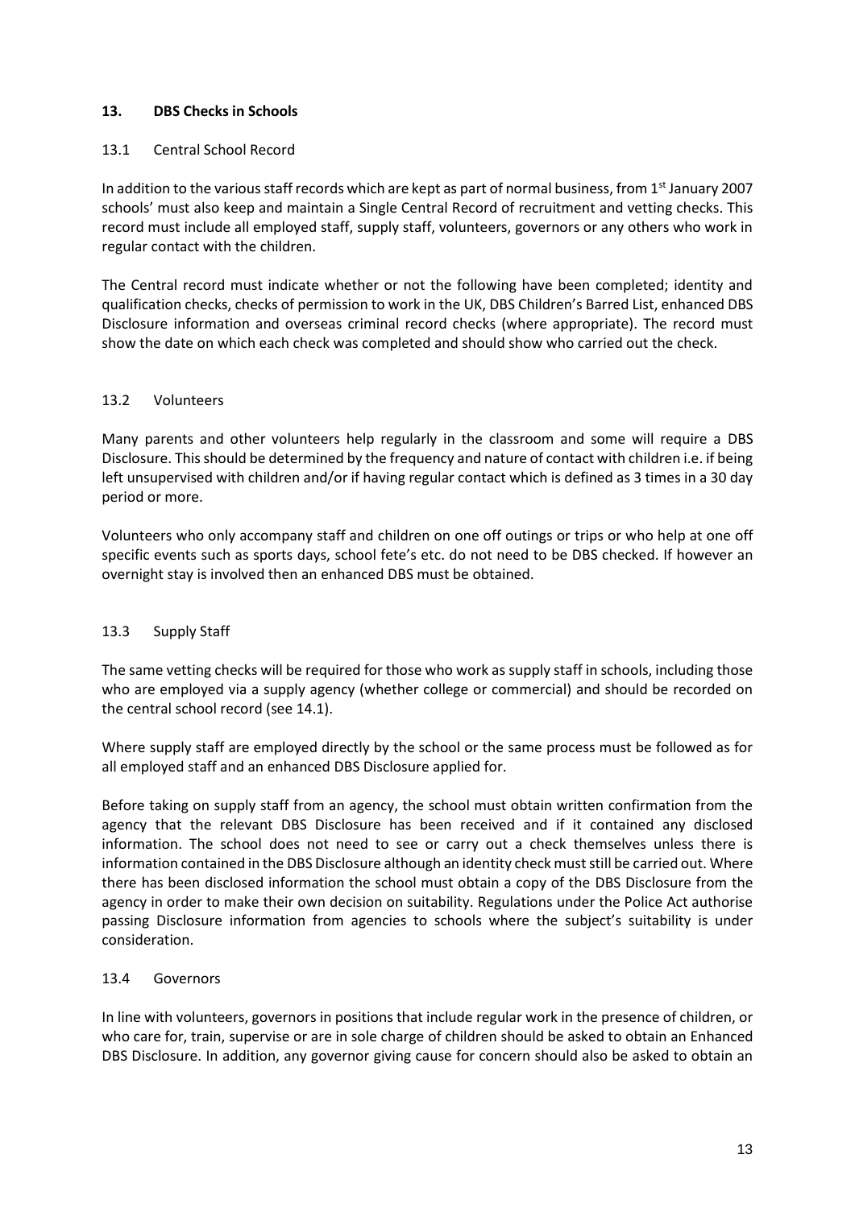## 13. DBS Checks in Schools

### 13.1 Central School Record

In addition to the various staff records which are kept as part of normal business, from 1st January 2007 schools' must also keep and maintain a Single Central Record of recruitment and vetting checks. This record must include all employed staff, supply staff, volunteers, governors or any others who work in regular contact with the children.

The Central record must indicate whether or not the following have been completed; identity and qualification checks, checks of permission to work in the UK, DBS Children's Barred List, enhanced DBS Disclosure information and overseas criminal record checks (where appropriate). The record must show the date on which each check was completed and should show who carried out the check.

### 13.2 Volunteers

Many parents and other volunteers help regularly in the classroom and some will require a DBS Disclosure. This should be determined by the frequency and nature of contact with children i.e. if being left unsupervised with children and/or if having regular contact which is defined as 3 times in a 30 day period or more.

Volunteers who only accompany staff and children on one off outings or trips or who help at one off specific events such as sports days, school fete's etc. do not need to be DBS checked. If however an overnight stay is involved then an enhanced DBS must be obtained.

### 13.3 Supply Staff

The same vetting checks will be required for those who work as supply staff in schools, including those who are employed via a supply agency (whether college or commercial) and should be recorded on the central school record (see 14.1).

Where supply staff are employed directly by the school or the same process must be followed as for all employed staff and an enhanced DBS Disclosure applied for.

Before taking on supply staff from an agency, the school must obtain written confirmation from the agency that the relevant DBS Disclosure has been received and if it contained any disclosed information. The school does not need to see or carry out a check themselves unless there is information contained in the DBS Disclosure although an identity check must still be carried out. Where there has been disclosed information the school must obtain a copy of the DBS Disclosure from the agency in order to make their own decision on suitability. Regulations under the Police Act authorise passing Disclosure information from agencies to schools where the subject's suitability is under consideration.

### 13.4 Governors

In line with volunteers, governors in positions that include regular work in the presence of children, or who care for, train, supervise or are in sole charge of children should be asked to obtain an Enhanced DBS Disclosure. In addition, any governor giving cause for concern should also be asked to obtain an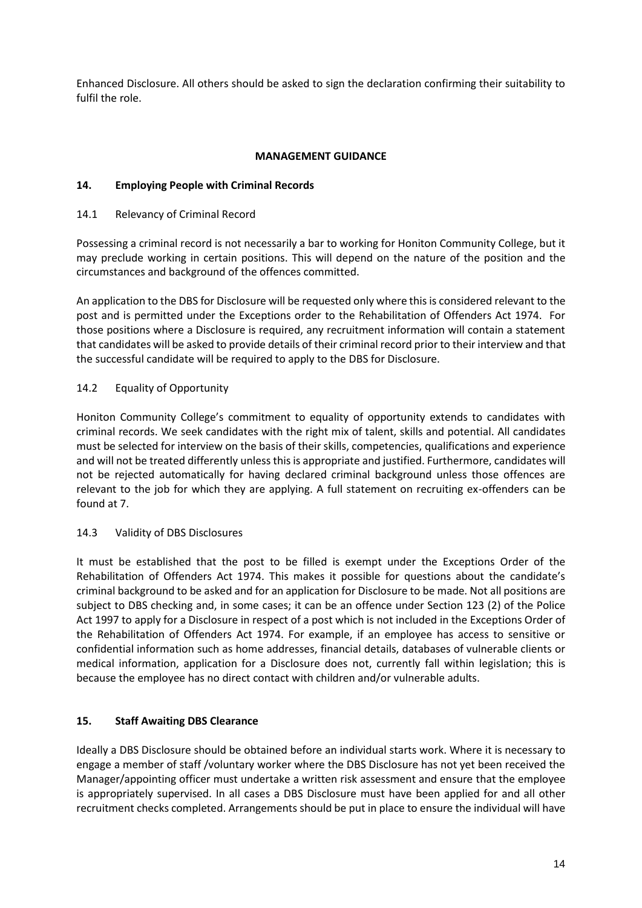Enhanced Disclosure. All others should be asked to sign the declaration confirming their suitability to fulfil the role.

**MANAGEMENT GUIDANCE**

## 14. Employing People with Criminal Records

### 14.1 Relevancy of Criminal Record

Possessing a criminal record is not necessarily a bar to working for Honiton Community College, but it may preclude working in certain positions. This will depend on the nature of the position and the circumstances and background of the offences committed.

An application to the DBS for Disclosure will be requested only where this is considered relevant to the post and is permitted under the Exceptions order to the Rehabilitation of Offenders Act 1974. For those positions where a Disclosure is required, any recruitment information will contain a statement that candidates will be asked to provide details of their criminal record prior to their interview and that the successful candidate will be required to apply to the DBS for Disclosure.

### 14.2 Equality of Opportunity

Honiton Community College's commitment to equality of opportunity extends to candidates with criminal records. We seek candidates with the right mix of talent, skills and potential. All candidates must be selected for interview on the basis of their skills, competencies, qualifications and experience and will not be treated differently unless this is appropriate and justified. Furthermore, candidates will not be rejected automatically for having declared criminal background unless those offences are relevant to the job for which they are applying. A full statement on recruiting ex-offenders can be found at 7.

### 14.3 Validity of DBS Disclosures

It must be established that the post to be filled is exempt under the Exceptions Order of the Rehabilitation of Offenders Act 1974. This makes it possible for questions about the candidate's criminal background to be asked and for an application for Disclosure to be made. Not all positions are subject to DBS checking and, in some cases; it can be an offence under Section 123 (2) of the Police Act 1997 to apply for a Disclosure in respect of a post which is not included in the Exceptions Order of the Rehabilitation of Offenders Act 1974. For example, if an employee has access to sensitive or confidential information such as home addresses, financial details, databases of vulnerable clients or medical information, application for a Disclosure does not, currently fall within legislation; this is because the employee has no direct contact with children and/or vulnerable adults.

## 15. Staff Awaiting DBS Clearance

Ideally a DBS Disclosure should be obtained before an individual starts work. Where it is necessary to engage a member of staff /voluntary worker where the DBS Disclosure has not yet been received the Manager/appointing officer must undertake a written risk assessment and ensure that the employee is appropriately supervised. In all cases a DBS Disclosure must have been applied for and all other recruitment checks completed. Arrangements should be put in place to ensure the individual will have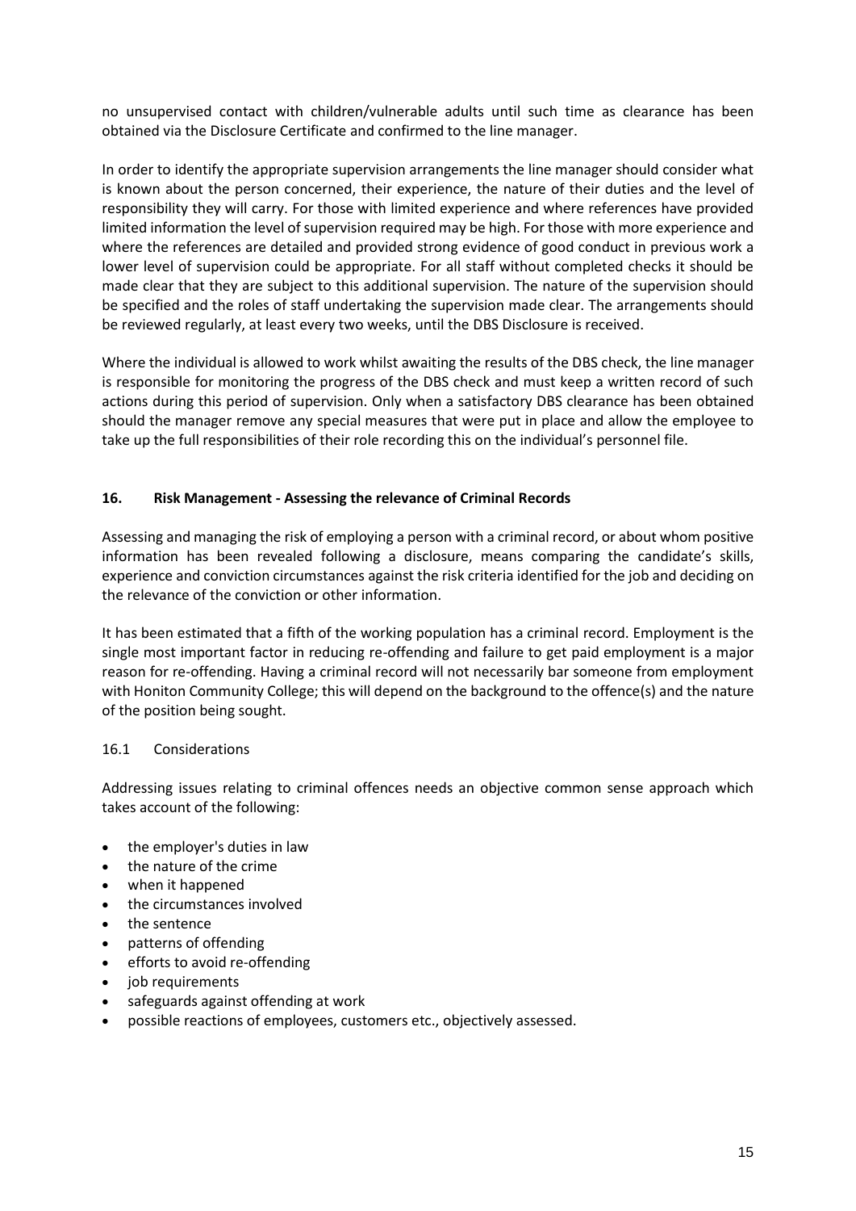no unsupervised contact with children/vulnerable adults until such time as clearance has been obtained via the Disclosure Certificate and confirmed to the line manager.

In order to identify the appropriate supervision arrangements the line manager should consider what is known about the person concerned, their experience, the nature of their duties and the level of responsibility they will carry. For those with limited experience and where references have provided limited information the level of supervision required may be high. For those with more experience and where the references are detailed and provided strong evidence of good conduct in previous work a lower level of supervision could be appropriate. For all staff without completed checks it should be made clear that they are subject to this additional supervision. The nature of the supervision should be specified and the roles of staff undertaking the supervision made clear. The arrangements should be reviewed regularly, at least every two weeks, until the DBS Disclosure is received.

Where the individual is allowed to work whilst awaiting the results of the DBS check, the line manager is responsible for monitoring the progress of the DBS check and must keep a written record of such actions during this period of supervision. Only when a satisfactory DBS clearance has been obtained should the manager remove any special measures that were put in place and allow the employee to take up the full responsibilities of their role recording this on the individual's personnel file.

## 16. Risk Management - Assessing the relevance of Criminal Records

Assessing and managing the risk of employing a person with a criminal record, or about whom positive information has been revealed following a disclosure, means comparing the candidate's skills, experience and conviction circumstances against the risk criteria identified for the job and deciding on the relevance of the conviction or other information.

It has been estimated that a fifth of the working population has a criminal record. Employment is the single most important factor in reducing re-offending and failure to get paid employment is a major reason for re-offending. Having a criminal record will not necessarily bar someone from employment with Honiton Community College; this will depend on the background to the offence(s) and the nature of the position being sought.

### 16.1 Considerations

Addressing issues relating to criminal offences needs an objective common sense approach which takes account of the following:

- the employer's duties in law
- the nature of the crime
- when it happened
- the circumstances involved
- the sentence
- patterns of offending
- efforts to avoid re-offending
- job requirements
- safeguards against offending at work
- possible reactions of employees, customers etc., objectively assessed.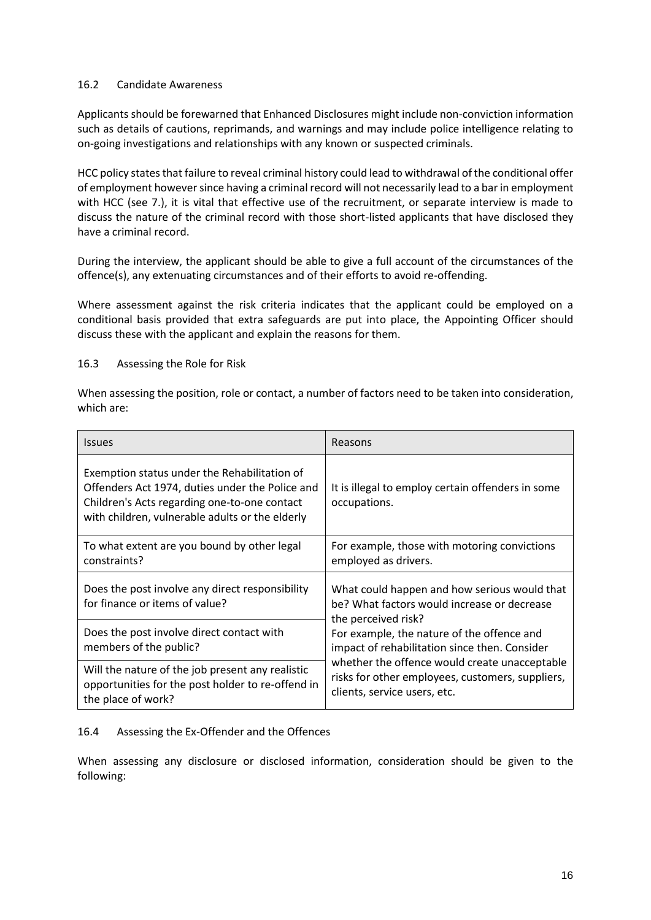### 16.2 Candidate Awareness

Applicants should be forewarned that Enhanced Disclosures might include non-conviction information such as details of cautions, reprimands, and warnings and may include police intelligence relating to on-going investigations and relationships with any known or suspected criminals.

HCC policy states that failure to reveal criminal history could lead to withdrawal of the conditional offer of employment however since having a criminal record will not necessarily lead to a bar in employment with HCC (see 7.), it is vital that effective use of the recruitment, or separate interview is made to discuss the nature of the criminal record with those short-listed applicants that have disclosed they have a criminal record.

During the interview, the applicant should be able to give a full account of the circumstances of the offence(s), any extenuating circumstances and of their efforts to avoid re-offending.

Where assessment against the risk criteria indicates that the applicant could be employed on a conditional basis provided that extra safeguards are put into place, the Appointing Officer should discuss these with the applicant and explain the reasons for them.

### 16.3 Assessing the Role for Risk

When assessing the position, role or contact, a number of factors need to be taken into consideration, which are:

| Issues | Reasons |
|---|---|
| Exemption status under the Rehabilitation of Offenders Act 1974, duties under the Police and Children's Acts regarding one-to-one contact with children, vulnerable adults or the elderly | It is illegal to employ certain offenders in some occupations. |
| To what extent are you bound by other legal constraints? | For example, those with motoring convictions employed as drivers. |
| Does the post involve any direct responsibility for finance or items of value? | What could happen and how serious would that be? What factors would increase or decrease the perceived risk? For example, the nature of the offence and impact of rehabilitation since then. Consider whether the offence would create unacceptable risks for other employees, customers, suppliers, clients, service users, etc. |
| Does the post involve direct contact with members of the public? | |
| Will the nature of the job present any realistic opportunities for the post holder to re-offend in the place of work? | |

### 16.4 Assessing the Ex-Offender and the Offences

When assessing any disclosure or disclosed information, consideration should be given to the following: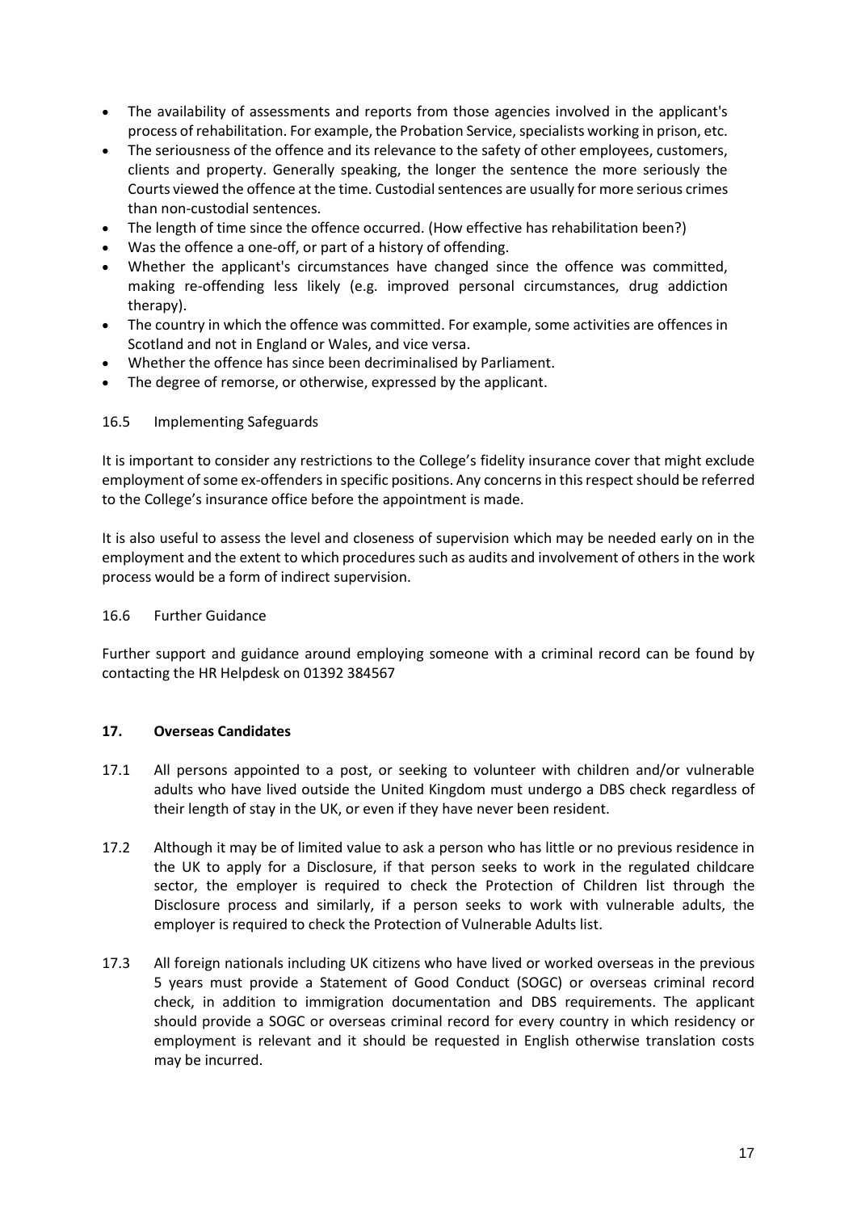- The availability of assessments and reports from those agencies involved in the applicant's process of rehabilitation. For example, the Probation Service, specialists working in prison, etc.
- The seriousness of the offence and its relevance to the safety of other employees, customers, clients and property. Generally speaking, the longer the sentence the more seriously the Courts viewed the offence at the time. Custodial sentences are usually for more serious crimes than non-custodial sentences.
- The length of time since the offence occurred. (How effective has rehabilitation been?)
- Was the offence a one-off, or part of a history of offending.
- Whether the applicant's circumstances have changed since the offence was committed, making re-offending less likely (e.g. improved personal circumstances, drug addiction therapy).
- The country in which the offence was committed. For example, some activities are offences in Scotland and not in England or Wales, and vice versa.
- Whether the offence has since been decriminalised by Parliament.
- The degree of remorse, or otherwise, expressed by the applicant.

16.5 Implementing Safeguards

It is important to consider any restrictions to the College's fidelity insurance cover that might exclude employment of some ex-offenders in specific positions. Any concerns in this respect should be referred to the College's insurance office before the appointment is made.

It is also useful to assess the level and closeness of supervision which may be needed early on in the employment and the extent to which procedures such as audits and involvement of others in the work process would be a form of indirect supervision.

16.6 Further Guidance

Further support and guidance around employing someone with a criminal record can be found by contacting the HR Helpdesk on 01392 384567

## 17. Overseas Candidates

17.1 All persons appointed to a post, or seeking to volunteer with children and/or vulnerable adults who have lived outside the United Kingdom must undergo a DBS check regardless of their length of stay in the UK, or even if they have never been resident.

17.2 Although it may be of limited value to ask a person who has little or no previous residence in the UK to apply for a Disclosure, if that person seeks to work in the regulated childcare sector, the employer is required to check the Protection of Children list through the Disclosure process and similarly, if a person seeks to work with vulnerable adults, the employer is required to check the Protection of Vulnerable Adults list.

17.3 All foreign nationals including UK citizens who have lived or worked overseas in the previous 5 years must provide a Statement of Good Conduct (SOGC) or overseas criminal record check, in addition to immigration documentation and DBS requirements. The applicant should provide a SOGC or overseas criminal record for every country in which residency or employment is relevant and it should be requested in English otherwise translation costs may be incurred.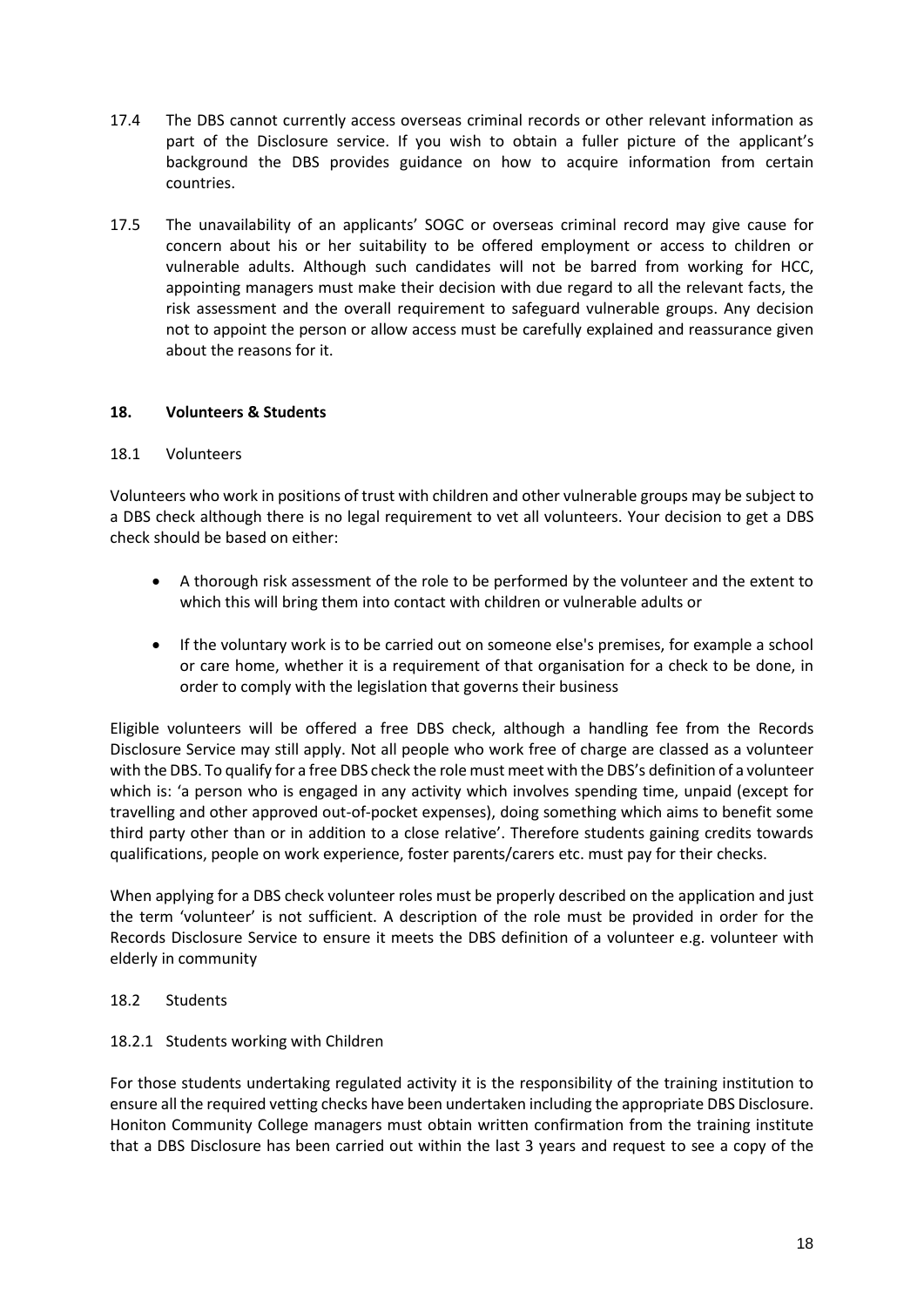17.4 The DBS cannot currently access overseas criminal records or other relevant information as part of the Disclosure service. If you wish to obtain a fuller picture of the applicant's background the DBS provides guidance on how to acquire information from certain countries.

17.5 The unavailability of an applicants' SOGC or overseas criminal record may give cause for concern about his or her suitability to be offered employment or access to children or vulnerable adults. Although such candidates will not be barred from working for HCC, appointing managers must make their decision with due regard to all the relevant facts, the risk assessment and the overall requirement to safeguard vulnerable groups. Any decision not to appoint the person or allow access must be carefully explained and reassurance given about the reasons for it.

## 18. Volunteers & Students

### 18.1 Volunteers

Volunteers who work in positions of trust with children and other vulnerable groups may be subject to a DBS check although there is no legal requirement to vet all volunteers. Your decision to get a DBS check should be based on either:

- A thorough risk assessment of the role to be performed by the volunteer and the extent to which this will bring them into contact with children or vulnerable adults or
- If the voluntary work is to be carried out on someone else's premises, for example a school or care home, whether it is a requirement of that organisation for a check to be done, in order to comply with the legislation that governs their business

Eligible volunteers will be offered a free DBS check, although a handling fee from the Records Disclosure Service may still apply. Not all people who work free of charge are classed as a volunteer with the DBS. To qualify for a free DBS check the role must meet with the DBS's definition of a volunteer which is: 'a person who is engaged in any activity which involves spending time, unpaid (except for travelling and other approved out-of-pocket expenses), doing something which aims to benefit some third party other than or in addition to a close relative'. Therefore students gaining credits towards qualifications, people on work experience, foster parents/carers etc. must pay for their checks.

When applying for a DBS check volunteer roles must be properly described on the application and just the term 'volunteer' is not sufficient. A description of the role must be provided in order for the Records Disclosure Service to ensure it meets the DBS definition of a volunteer e.g. volunteer with elderly in community

### 18.2 Students

#### 18.2.1 Students working with Children

For those students undertaking regulated activity it is the responsibility of the training institution to ensure all the required vetting checks have been undertaken including the appropriate DBS Disclosure. Honiton Community College managers must obtain written confirmation from the training institute that a DBS Disclosure has been carried out within the last 3 years and request to see a copy of the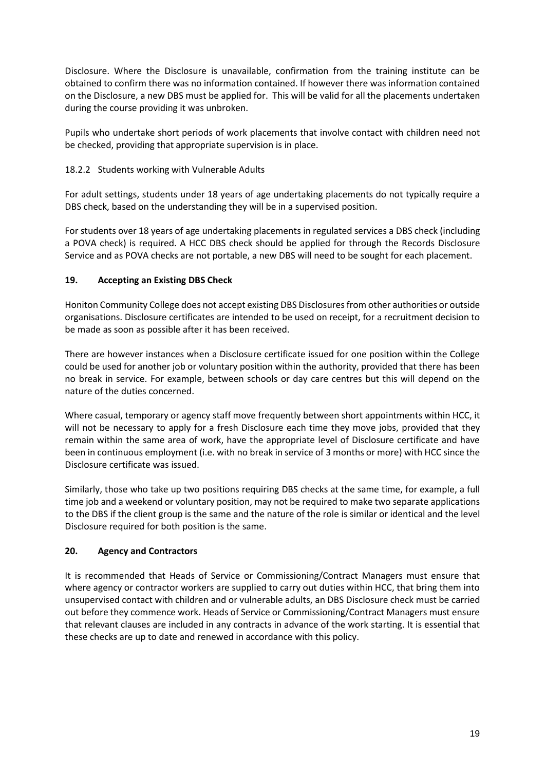Disclosure. Where the Disclosure is unavailable, confirmation from the training institute can be obtained to confirm there was no information contained. If however there was information contained on the Disclosure, a new DBS must be applied for. This will be valid for all the placements undertaken during the course providing it was unbroken.

Pupils who undertake short periods of work placements that involve contact with children need not be checked, providing that appropriate supervision is in place.

18.2.2 Students working with Vulnerable Adults

For adult settings, students under 18 years of age undertaking placements do not typically require a DBS check, based on the understanding they will be in a supervised position.

For students over 18 years of age undertaking placements in regulated services a DBS check (including a POVA check) is required. A HCC DBS check should be applied for through the Records Disclosure Service and as POVA checks are not portable, a new DBS will need to be sought for each placement.

## 19. Accepting an Existing DBS Check

Honiton Community College does not accept existing DBS Disclosures from other authorities or outside organisations. Disclosure certificates are intended to be used on receipt, for a recruitment decision to be made as soon as possible after it has been received.

There are however instances when a Disclosure certificate issued for one position within the College could be used for another job or voluntary position within the authority, provided that there has been no break in service. For example, between schools or day care centres but this will depend on the nature of the duties concerned.

Where casual, temporary or agency staff move frequently between short appointments within HCC, it will not be necessary to apply for a fresh Disclosure each time they move jobs, provided that they remain within the same area of work, have the appropriate level of Disclosure certificate and have been in continuous employment (i.e. with no break in service of 3 months or more) with HCC since the Disclosure certificate was issued.

Similarly, those who take up two positions requiring DBS checks at the same time, for example, a full time job and a weekend or voluntary position, may not be required to make two separate applications to the DBS if the client group is the same and the nature of the role is similar or identical and the level Disclosure required for both position is the same.

## 20. Agency and Contractors

It is recommended that Heads of Service or Commissioning/Contract Managers must ensure that where agency or contractor workers are supplied to carry out duties within HCC, that bring them into unsupervised contact with children and or vulnerable adults, an DBS Disclosure check must be carried out before they commence work. Heads of Service or Commissioning/Contract Managers must ensure that relevant clauses are included in any contracts in advance of the work starting. It is essential that these checks are up to date and renewed in accordance with this policy.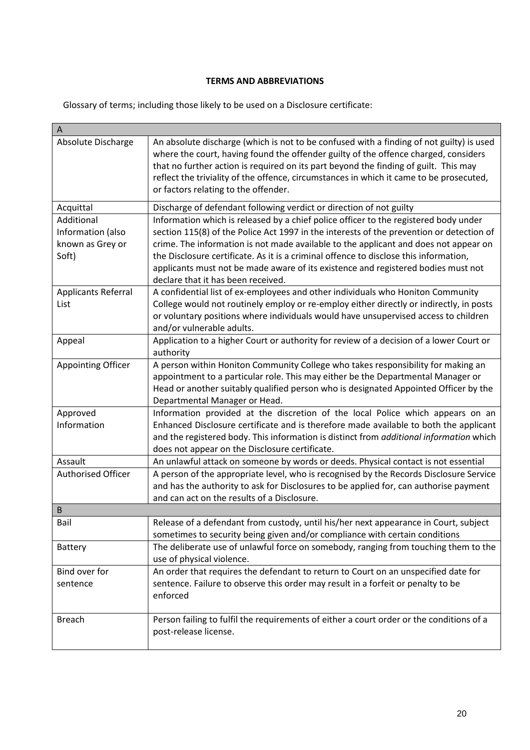**TERMS AND ABBREVIATIONS**

Glossary of terms; including those likely to be used on a Disclosure certificate:

| A | |
|---|---|
| Absolute Discharge | An absolute discharge (which is not to be confused with a finding of not guilty) is used where the court, having found the offender guilty of the offence charged, considers that no further action is required on its part beyond the finding of guilt. This may reflect the triviality of the offence, circumstances in which it came to be prosecuted, or factors relating to the offender. |
| Acquittal | Discharge of defendant following verdict or direction of not guilty |
| Additional Information (also known as Grey or Soft) | Information which is released by a chief police officer to the registered body under section 115(8) of the Police Act 1997 in the interests of the prevention or detection of crime. The information is not made available to the applicant and does not appear on the Disclosure certificate. As it is a criminal offence to disclose this information, applicants must not be made aware of its existence and registered bodies must not declare that it has been received. |
| Applicants Referral List | A confidential list of ex-employees and other individuals who Honiton Community College would not routinely employ or re-employ either directly or indirectly, in posts or voluntary positions where individuals would have unsupervised access to children and/or vulnerable adults. |
| Appeal | Application to a higher Court or authority for review of a decision of a lower Court or authority |
| Appointing Officer | A person within Honiton Community College who takes responsibility for making an appointment to a particular role. This may either be the Departmental Manager or Head or another suitably qualified person who is designated Appointed Officer by the Departmental Manager or Head. |
| Approved Information | Information provided at the discretion of the local Police which appears on an Enhanced Disclosure certificate and is therefore made available to both the applicant and the registered body. This information is distinct from *additional information* which does not appear on the Disclosure certificate. |
| Assault | An unlawful attack on someone by words or deeds. Physical contact is not essential |
| Authorised Officer | A person of the appropriate level, who is recognised by the Records Disclosure Service and has the authority to ask for Disclosures to be applied for, can authorise payment and can act on the results of a Disclosure. |
| **B** | |
| Bail | Release of a defendant from custody, until his/her next appearance in Court, subject sometimes to security being given and/or compliance with certain conditions |
| Battery | The deliberate use of unlawful force on somebody, ranging from touching them to the use of physical violence. |
| Bind over for sentence | An order that requires the defendant to return to Court on an unspecified date for sentence. Failure to observe this order may result in a forfeit or penalty to be enforced |
| Breach | Person failing to fulfil the requirements of either a court order or the conditions of a post-release license. |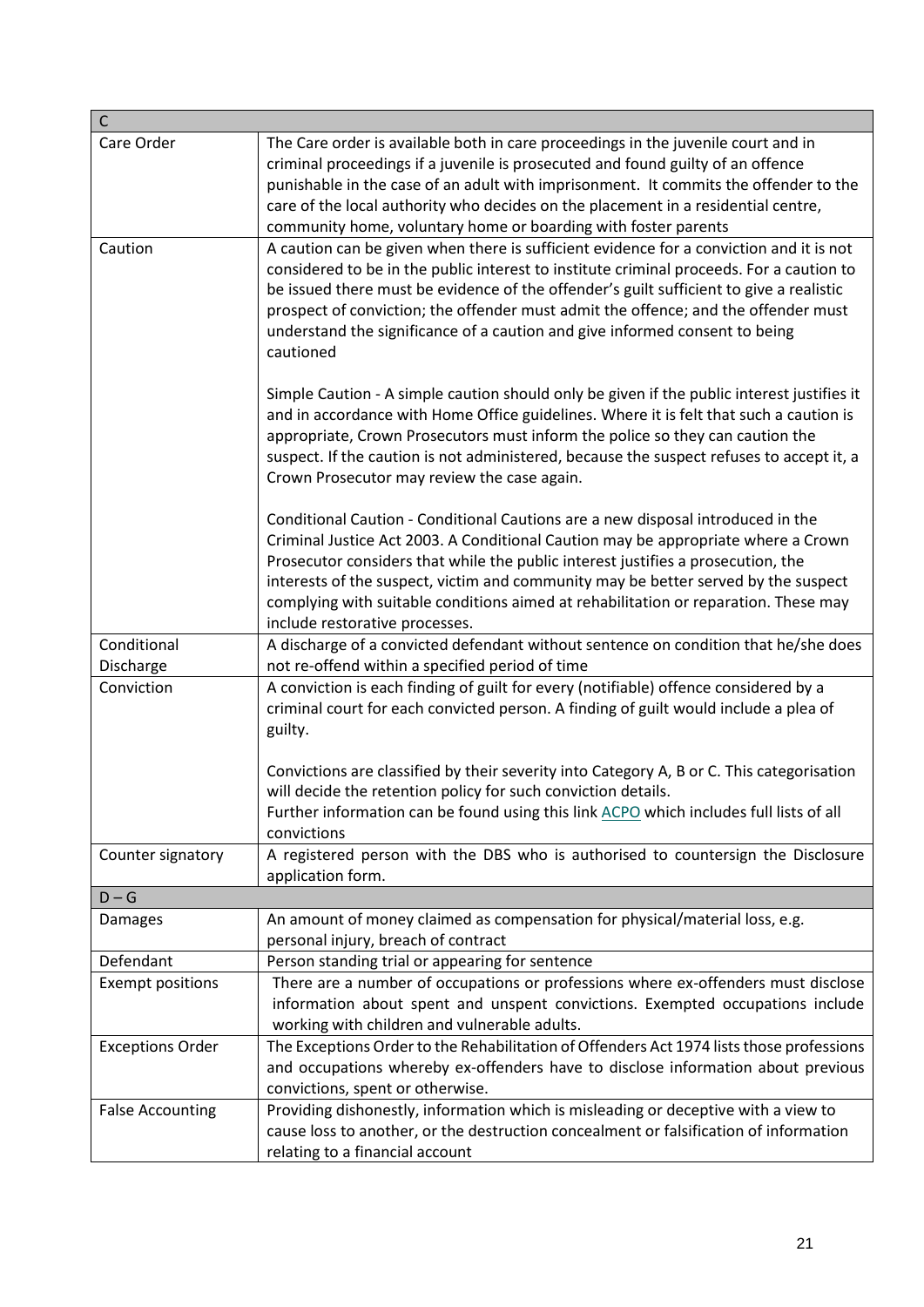| C | |
|---|---|
| Care Order | The Care order is available both in care proceedings in the juvenile court and in criminal proceedings if a juvenile is prosecuted and found guilty of an offence punishable in the case of an adult with imprisonment. It commits the offender to the care of the local authority who decides on the placement in a residential centre, community home, voluntary home or boarding with foster parents |
| Caution | A caution can be given when there is sufficient evidence for a conviction and it is not considered to be in the public interest to institute criminal proceeds. For a caution to be issued there must be evidence of the offender's guilt sufficient to give a realistic prospect of conviction; the offender must admit the offence; and the offender must understand the significance of a caution and give informed consent to being cautioned<br><br>Simple Caution - A simple caution should only be given if the public interest justifies it and in accordance with Home Office guidelines. Where it is felt that such a caution is appropriate, Crown Prosecutors must inform the police so they can caution the suspect. If the caution is not administered, because the suspect refuses to accept it, a Crown Prosecutor may review the case again.<br><br>Conditional Caution - Conditional Cautions are a new disposal introduced in the Criminal Justice Act 2003. A Conditional Caution may be appropriate where a Crown Prosecutor considers that while the public interest justifies a prosecution, the interests of the suspect, victim and community may be better served by the suspect complying with suitable conditions aimed at rehabilitation or reparation. These may include restorative processes. |
| Conditional Discharge | A discharge of a convicted defendant without sentence on condition that he/she does not re-offend within a specified period of time |
| Conviction | A conviction is each finding of guilt for every (notifiable) offence considered by a criminal court for each convicted person. A finding of guilt would include a plea of guilty.<br><br>Convictions are classified by their severity into Category A, B or C. This categorisation will decide the retention policy for such conviction details.<br>Further information can be found using this link ACPO which includes full lists of all convictions |
| Counter signatory | A registered person with the DBS who is authorised to countersign the Disclosure application form. |
| **D – G** | |
| Damages | An amount of money claimed as compensation for physical/material loss, e.g. personal injury, breach of contract |
| Defendant | Person standing trial or appearing for sentence |
| Exempt positions | There are a number of occupations or professions where ex-offenders must disclose information about spent and unspent convictions. Exempted occupations include working with children and vulnerable adults. |
| Exceptions Order | The Exceptions Order to the Rehabilitation of Offenders Act 1974 lists those professions and occupations whereby ex-offenders have to disclose information about previous convictions, spent or otherwise. |
| False Accounting | Providing dishonestly, information which is misleading or deceptive with a view to cause loss to another, or the destruction concealment or falsification of information relating to a financial account |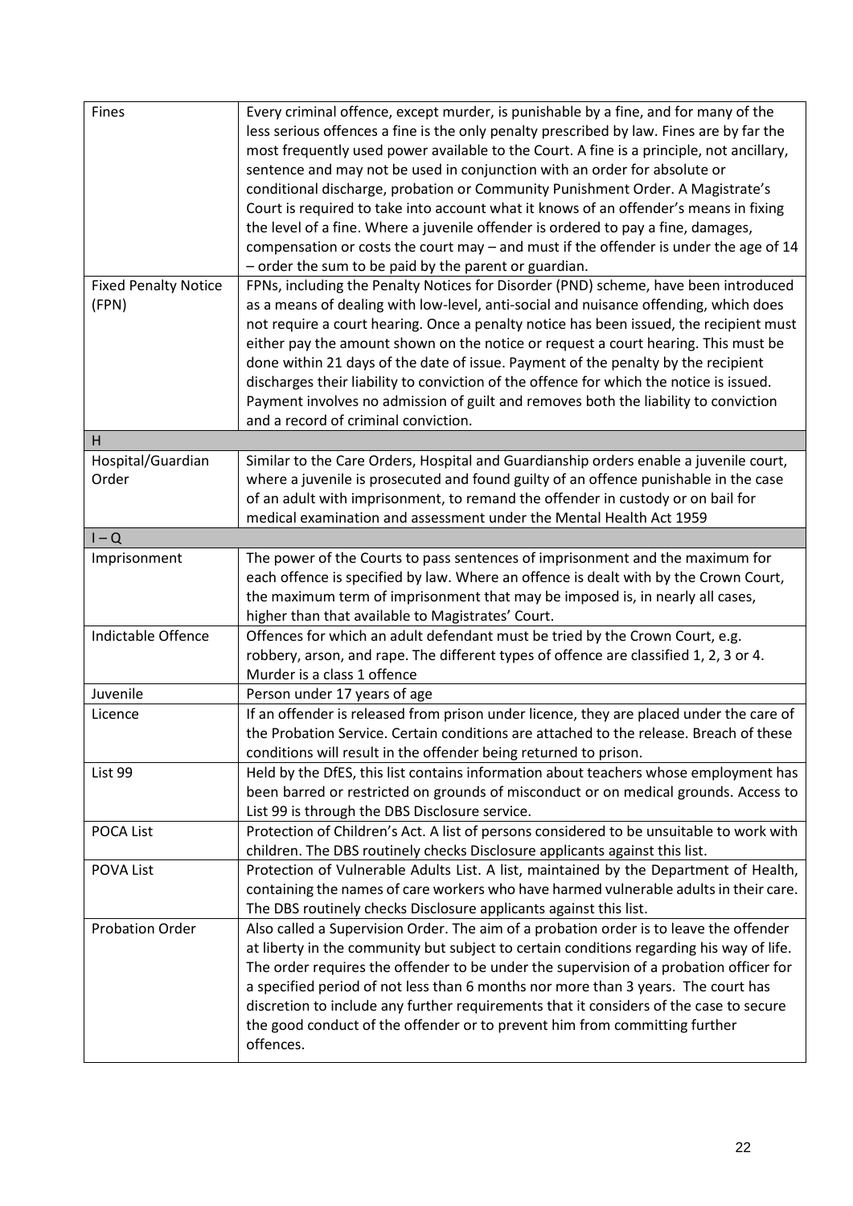| | |
|---|---|
| Fines | Every criminal offence, except murder, is punishable by a fine, and for many of the less serious offences a fine is the only penalty prescribed by law. Fines are by far the most frequently used power available to the Court. A fine is a principle, not ancillary, sentence and may not be used in conjunction with an order for absolute or conditional discharge, probation or Community Punishment Order. A Magistrate's Court is required to take into account what it knows of an offender's means in fixing the level of a fine. Where a juvenile offender is ordered to pay a fine, damages, compensation or costs the court may – and must if the offender is under the age of 14 – order the sum to be paid by the parent or guardian. |
| Fixed Penalty Notice (FPN) | FPNs, including the Penalty Notices for Disorder (PND) scheme, have been introduced as a means of dealing with low-level, anti-social and nuisance offending, which does not require a court hearing. Once a penalty notice has been issued, the recipient must either pay the amount shown on the notice or request a court hearing. This must be done within 21 days of the date of issue. Payment of the penalty by the recipient discharges their liability to conviction of the offence for which the notice is issued. Payment involves no admission of guilt and removes both the liability to conviction and a record of criminal conviction. |
| **H** | |
| Hospital/Guardian Order | Similar to the Care Orders, Hospital and Guardianship orders enable a juvenile court, where a juvenile is prosecuted and found guilty of an offence punishable in the case of an adult with imprisonment, to remand the offender in custody or on bail for medical examination and assessment under the Mental Health Act 1959 |
| **I – Q** | |
| Imprisonment | The power of the Courts to pass sentences of imprisonment and the maximum for each offence is specified by law. Where an offence is dealt with by the Crown Court, the maximum term of imprisonment that may be imposed is, in nearly all cases, higher than that available to Magistrates' Court. |
| Indictable Offence | Offences for which an adult defendant must be tried by the Crown Court, e.g. robbery, arson, and rape. The different types of offence are classified 1, 2, 3 or 4. Murder is a class 1 offence |
| Juvenile | Person under 17 years of age |
| Licence | If an offender is released from prison under licence, they are placed under the care of the Probation Service. Certain conditions are attached to the release. Breach of these conditions will result in the offender being returned to prison. |
| List 99 | Held by the DfES, this list contains information about teachers whose employment has been barred or restricted on grounds of misconduct or on medical grounds. Access to List 99 is through the DBS Disclosure service. |
| POCA List | Protection of Children's Act. A list of persons considered to be unsuitable to work with children. The DBS routinely checks Disclosure applicants against this list. |
| POVA List | Protection of Vulnerable Adults List. A list, maintained by the Department of Health, containing the names of care workers who have harmed vulnerable adults in their care. The DBS routinely checks Disclosure applicants against this list. |
| Probation Order | Also called a Supervision Order. The aim of a probation order is to leave the offender at liberty in the community but subject to certain conditions regarding his way of life. The order requires the offender to be under the supervision of a probation officer for a specified period of not less than 6 months nor more than 3 years. The court has discretion to include any further requirements that it considers of the case to secure the good conduct of the offender or to prevent him from committing further offences. |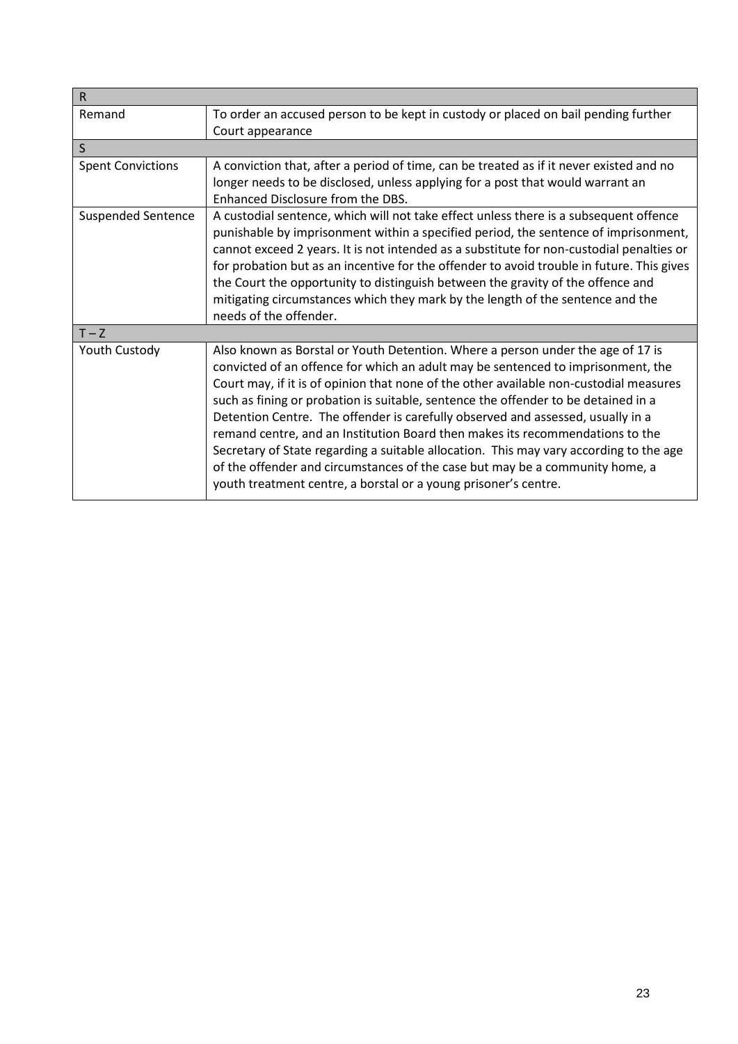| R | |
|---|---|
| Remand | To order an accused person to be kept in custody or placed on bail pending further Court appearance |
| S | |
| Spent Convictions | A conviction that, after a period of time, can be treated as if it never existed and no longer needs to be disclosed, unless applying for a post that would warrant an Enhanced Disclosure from the DBS. |
| Suspended Sentence | A custodial sentence, which will not take effect unless there is a subsequent offence punishable by imprisonment within a specified period, the sentence of imprisonment, cannot exceed 2 years. It is not intended as a substitute for non-custodial penalties or for probation but as an incentive for the offender to avoid trouble in future. This gives the Court the opportunity to distinguish between the gravity of the offence and mitigating circumstances which they mark by the length of the sentence and the needs of the offender. |
| T – Z | |
| Youth Custody | Also known as Borstal or Youth Detention. Where a person under the age of 17 is convicted of an offence for which an adult may be sentenced to imprisonment, the Court may, if it is of opinion that none of the other available non-custodial measures such as fining or probation is suitable, sentence the offender to be detained in a Detention Centre. The offender is carefully observed and assessed, usually in a remand centre, and an Institution Board then makes its recommendations to the Secretary of State regarding a suitable allocation. This may vary according to the age of the offender and circumstances of the case but may be a community home, a youth treatment centre, a borstal or a young prisoner's centre. |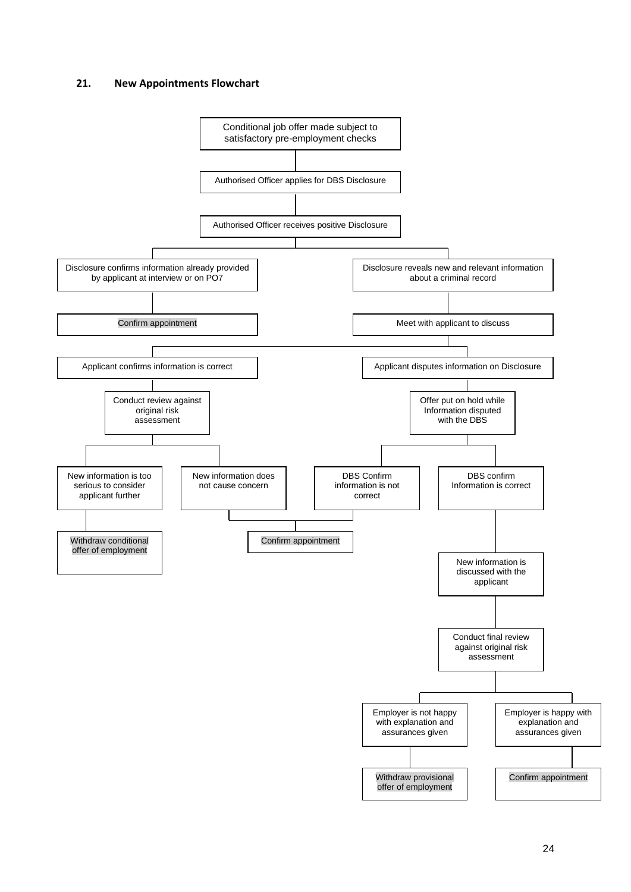## 21. New Appointments Flowchart

Conditional job offer made subject to satisfactory pre-employment checks

Authorised Officer applies for DBS Disclosure

Authorised Officer receives positive Disclosure

Disclosure confirms information already provided by applicant at interview or on PO7

Disclosure reveals new and relevant information about a criminal record

Confirm appointment

Meet with applicant to discuss

Applicant confirms information is correct

Applicant disputes information on Disclosure

Conduct review against original risk assessment

Offer put on hold while Information disputed with the DBS

New information is too serious to consider applicant further

New information does not cause concern

DBS Confirm information is not correct

DBS confirm Information is correct

Withdraw conditional offer of employment

Confirm appointment

New information is discussed with the applicant

Conduct final review against original risk assessment

Employer is not happy with explanation and assurances given

Employer is happy with explanation and assurances given

Withdraw provisional offer of employment

Confirm appointment